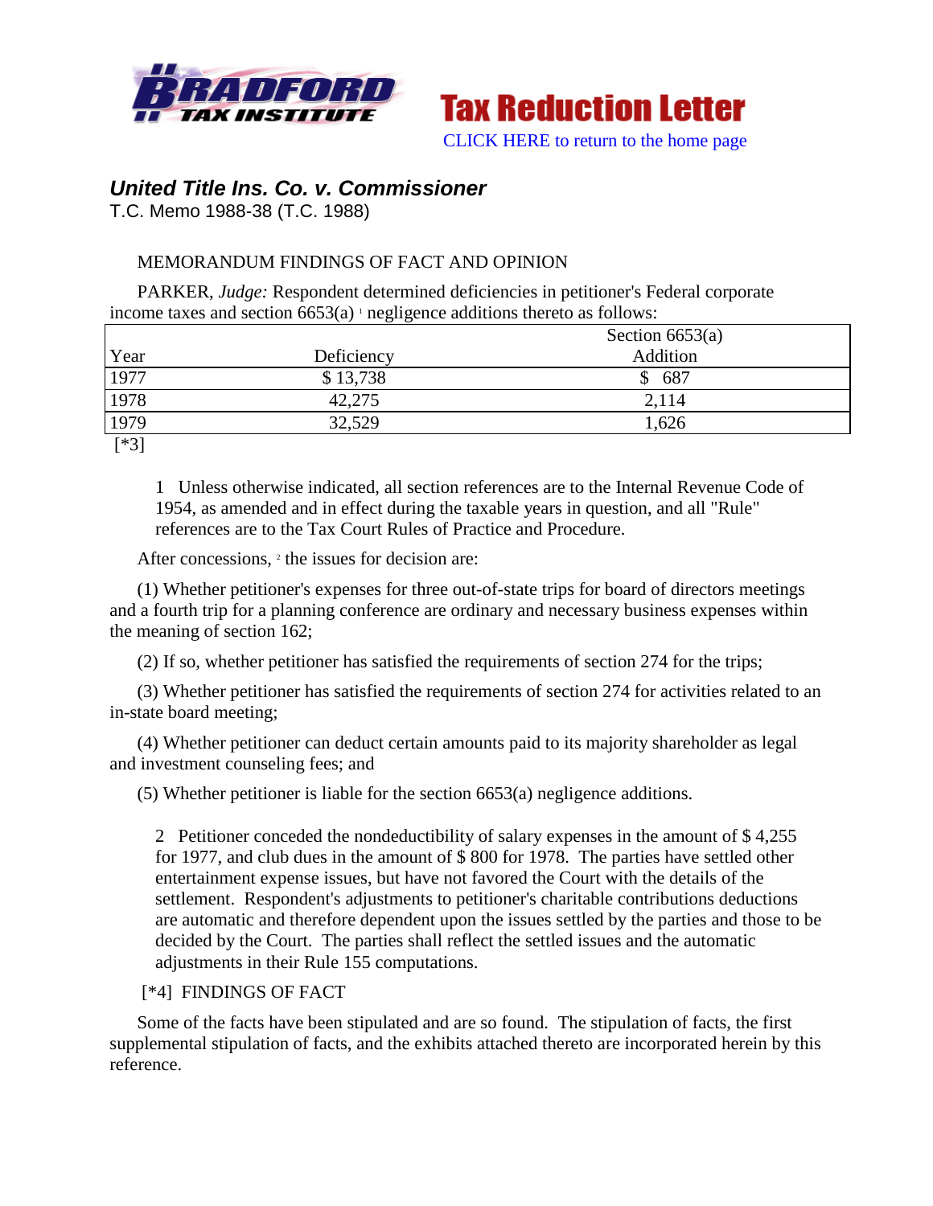Bradford Tax Institute — Tax Reduction Letter

CLICK HERE to return to the home page

## *United Title Ins. Co. v. Commissioner*

T.C. Memo 1988-38 (T.C. 1988)

MEMORANDUM FINDINGS OF FACT AND OPINION

PARKER, *Judge:* Respondent determined deficiencies in petitioner's Federal corporate income taxes and section 6653(a) [1] negligence additions thereto as follows:

| Year | Deficiency | Section 6653(a) Addition |
|---|---|---|
| 1977 | $ 13,738 | $ 687 |
| 1978 | 42,275 | 2,114 |
| 1979 | 32,529 | 1,626 |

[*3]

1 Unless otherwise indicated, all section references are to the Internal Revenue Code of 1954, as amended and in effect during the taxable years in question, and all "Rule" references are to the Tax Court Rules of Practice and Procedure.

After concessions, [2] the issues for decision are:

(1) Whether petitioner's expenses for three out-of-state trips for board of directors meetings and a fourth trip for a planning conference are ordinary and necessary business expenses within the meaning of section 162;

(2) If so, whether petitioner has satisfied the requirements of section 274 for the trips;

(3) Whether petitioner has satisfied the requirements of section 274 for activities related to an in-state board meeting;

(4) Whether petitioner can deduct certain amounts paid to its majority shareholder as legal and investment counseling fees; and

(5) Whether petitioner is liable for the section 6653(a) negligence additions.

2 Petitioner conceded the nondeductibility of salary expenses in the amount of $ 4,255 for 1977, and club dues in the amount of $ 800 for 1978. The parties have settled other entertainment expense issues, but have not favored the Court with the details of the settlement. Respondent's adjustments to petitioner's charitable contributions deductions are automatic and therefore dependent upon the issues settled by the parties and those to be decided by the Court. The parties shall reflect the settled issues and the automatic adjustments in their Rule 155 computations.

[*4] FINDINGS OF FACT

Some of the facts have been stipulated and are so found. The stipulation of facts, the first supplemental stipulation of facts, and the exhibits attached thereto are incorporated herein by this reference.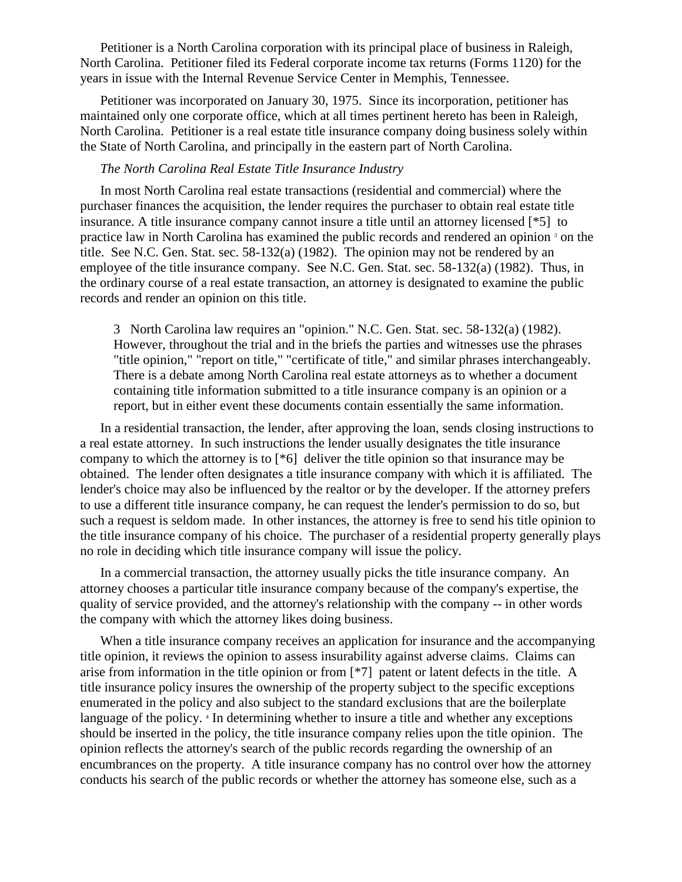Petitioner is a North Carolina corporation with its principal place of business in Raleigh, North Carolina. Petitioner filed its Federal corporate income tax returns (Forms 1120) for the years in issue with the Internal Revenue Service Center in Memphis, Tennessee.

Petitioner was incorporated on January 30, 1975. Since its incorporation, petitioner has maintained only one corporate office, which at all times pertinent hereto has been in Raleigh, North Carolina. Petitioner is a real estate title insurance company doing business solely within the State of North Carolina, and principally in the eastern part of North Carolina.

*The North Carolina Real Estate Title Insurance Industry*

In most North Carolina real estate transactions (residential and commercial) where the purchaser finances the acquisition, the lender requires the purchaser to obtain real estate title insurance. A title insurance company cannot insure a title until an attorney licensed [*5] to practice law in North Carolina has examined the public records and rendered an opinion [3] on the title. See N.C. Gen. Stat. sec. 58-132(a) (1982). The opinion may not be rendered by an employee of the title insurance company. See N.C. Gen. Stat. sec. 58-132(a) (1982). Thus, in the ordinary course of a real estate transaction, an attorney is designated to examine the public records and render an opinion on this title.

> 3 North Carolina law requires an "opinion." N.C. Gen. Stat. sec. 58-132(a) (1982). However, throughout the trial and in the briefs the parties and witnesses use the phrases "title opinion," "report on title," "certificate of title," and similar phrases interchangeably. There is a debate among North Carolina real estate attorneys as to whether a document containing title information submitted to a title insurance company is an opinion or a report, but in either event these documents contain essentially the same information.

In a residential transaction, the lender, after approving the loan, sends closing instructions to a real estate attorney. In such instructions the lender usually designates the title insurance company to which the attorney is to [*6] deliver the title opinion so that insurance may be obtained. The lender often designates a title insurance company with which it is affiliated. The lender's choice may also be influenced by the realtor or by the developer. If the attorney prefers to use a different title insurance company, he can request the lender's permission to do so, but such a request is seldom made. In other instances, the attorney is free to send his title opinion to the title insurance company of his choice. The purchaser of a residential property generally plays no role in deciding which title insurance company will issue the policy.

In a commercial transaction, the attorney usually picks the title insurance company. An attorney chooses a particular title insurance company because of the company's expertise, the quality of service provided, and the attorney's relationship with the company -- in other words the company with which the attorney likes doing business.

When a title insurance company receives an application for insurance and the accompanying title opinion, it reviews the opinion to assess insurability against adverse claims. Claims can arise from information in the title opinion or from [*7] patent or latent defects in the title. A title insurance policy insures the ownership of the property subject to the specific exceptions enumerated in the policy and also subject to the standard exclusions that are the boilerplate language of the policy. [4] In determining whether to insure a title and whether any exceptions should be inserted in the policy, the title insurance company relies upon the title opinion. The opinion reflects the attorney's search of the public records regarding the ownership of an encumbrances on the property. A title insurance company has no control over how the attorney conducts his search of the public records or whether the attorney has someone else, such as a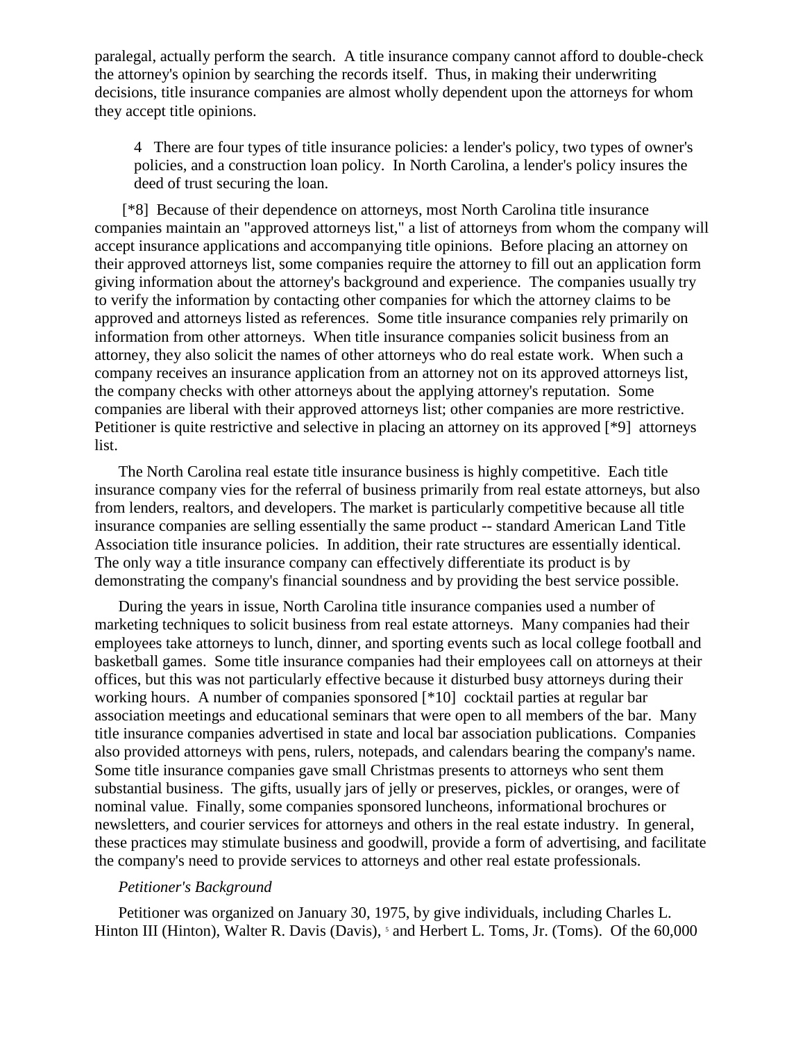paralegal, actually perform the search. A title insurance company cannot afford to double-check the attorney's opinion by searching the records itself. Thus, in making their underwriting decisions, title insurance companies are almost wholly dependent upon the attorneys for whom they accept title opinions.

> 4 There are four types of title insurance policies: a lender's policy, two types of owner's policies, and a construction loan policy. In North Carolina, a lender's policy insures the deed of trust securing the loan.

[*8] Because of their dependence on attorneys, most North Carolina title insurance companies maintain an "approved attorneys list," a list of attorneys from whom the company will accept insurance applications and accompanying title opinions. Before placing an attorney on their approved attorneys list, some companies require the attorney to fill out an application form giving information about the attorney's background and experience. The companies usually try to verify the information by contacting other companies for which the attorney claims to be approved and attorneys listed as references. Some title insurance companies rely primarily on information from other attorneys. When title insurance companies solicit business from an attorney, they also solicit the names of other attorneys who do real estate work. When such a company receives an insurance application from an attorney not on its approved attorneys list, the company checks with other attorneys about the applying attorney's reputation. Some companies are liberal with their approved attorneys list; other companies are more restrictive. Petitioner is quite restrictive and selective in placing an attorney on its approved [*9] attorneys list.

The North Carolina real estate title insurance business is highly competitive. Each title insurance company vies for the referral of business primarily from real estate attorneys, but also from lenders, realtors, and developers. The market is particularly competitive because all title insurance companies are selling essentially the same product -- standard American Land Title Association title insurance policies. In addition, their rate structures are essentially identical. The only way a title insurance company can effectively differentiate its product is by demonstrating the company's financial soundness and by providing the best service possible.

During the years in issue, North Carolina title insurance companies used a number of marketing techniques to solicit business from real estate attorneys. Many companies had their employees take attorneys to lunch, dinner, and sporting events such as local college football and basketball games. Some title insurance companies had their employees call on attorneys at their offices, but this was not particularly effective because it disturbed busy attorneys during their working hours. A number of companies sponsored [*10] cocktail parties at regular bar association meetings and educational seminars that were open to all members of the bar. Many title insurance companies advertised in state and local bar association publications. Companies also provided attorneys with pens, rulers, notepads, and calendars bearing the company's name. Some title insurance companies gave small Christmas presents to attorneys who sent them substantial business. The gifts, usually jars of jelly or preserves, pickles, or oranges, were of nominal value. Finally, some companies sponsored luncheons, informational brochures or newsletters, and courier services for attorneys and others in the real estate industry. In general, these practices may stimulate business and goodwill, provide a form of advertising, and facilitate the company's need to provide services to attorneys and other real estate professionals.

*Petitioner's Background*

Petitioner was organized on January 30, 1975, by give individuals, including Charles L. Hinton III (Hinton), Walter R. Davis (Davis), [5] and Herbert L. Toms, Jr. (Toms). Of the 60,000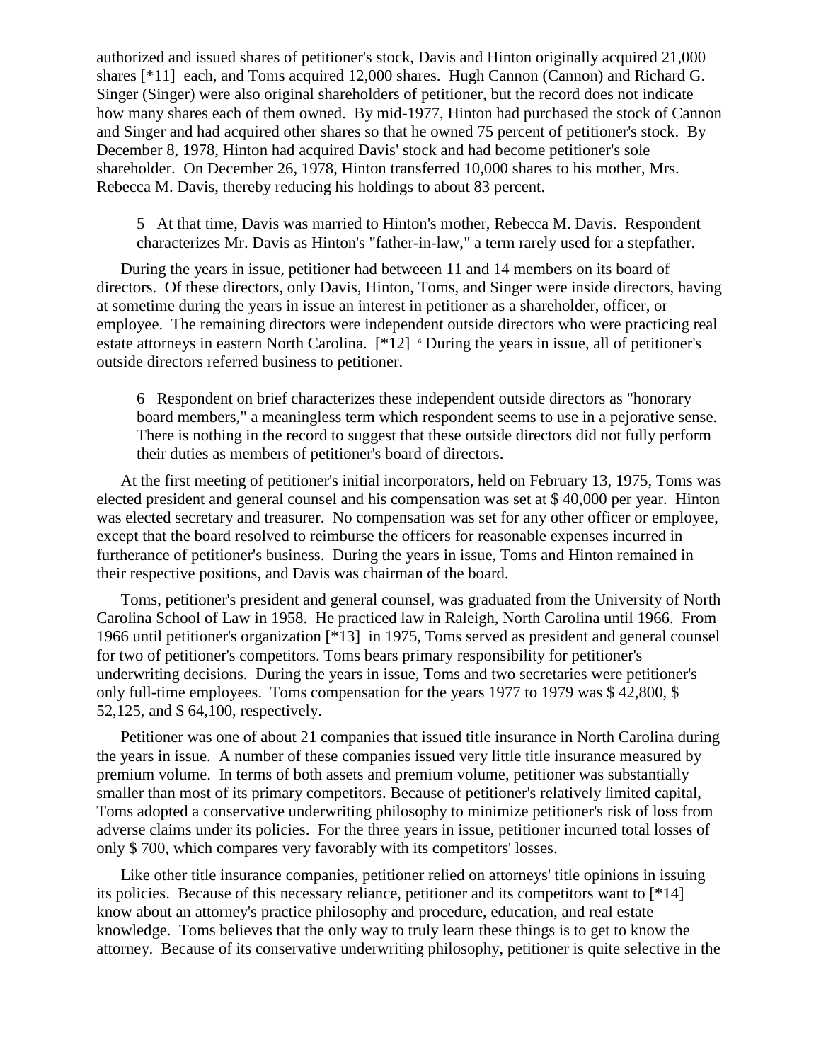authorized and issued shares of petitioner's stock, Davis and Hinton originally acquired 21,000 shares [*11] each, and Toms acquired 12,000 shares. Hugh Cannon (Cannon) and Richard G. Singer (Singer) were also original shareholders of petitioner, but the record does not indicate how many shares each of them owned. By mid-1977, Hinton had purchased the stock of Cannon and Singer and had acquired other shares so that he owned 75 percent of petitioner's stock. By December 8, 1978, Hinton had acquired Davis' stock and had become petitioner's sole shareholder. On December 26, 1978, Hinton transferred 10,000 shares to his mother, Mrs. Rebecca M. Davis, thereby reducing his holdings to about 83 percent.

> 5 At that time, Davis was married to Hinton's mother, Rebecca M. Davis. Respondent characterizes Mr. Davis as Hinton's "father-in-law," a term rarely used for a stepfather.

During the years in issue, petitioner had betweeen 11 and 14 members on its board of directors. Of these directors, only Davis, Hinton, Toms, and Singer were inside directors, having at sometime during the years in issue an interest in petitioner as a shareholder, officer, or employee. The remaining directors were independent outside directors who were practicing real estate attorneys in eastern North Carolina. [*12] [6] During the years in issue, all of petitioner's outside directors referred business to petitioner.

> 6 Respondent on brief characterizes these independent outside directors as "honorary board members," a meaningless term which respondent seems to use in a pejorative sense. There is nothing in the record to suggest that these outside directors did not fully perform their duties as members of petitioner's board of directors.

At the first meeting of petitioner's initial incorporators, held on February 13, 1975, Toms was elected president and general counsel and his compensation was set at $ 40,000 per year. Hinton was elected secretary and treasurer. No compensation was set for any other officer or employee, except that the board resolved to reimburse the officers for reasonable expenses incurred in furtherance of petitioner's business. During the years in issue, Toms and Hinton remained in their respective positions, and Davis was chairman of the board.

Toms, petitioner's president and general counsel, was graduated from the University of North Carolina School of Law in 1958. He practiced law in Raleigh, North Carolina until 1966. From 1966 until petitioner's organization [*13] in 1975, Toms served as president and general counsel for two of petitioner's competitors. Toms bears primary responsibility for petitioner's underwriting decisions. During the years in issue, Toms and two secretaries were petitioner's only full-time employees. Toms compensation for the years 1977 to 1979 was $ 42,800, $ 52,125, and $ 64,100, respectively.

Petitioner was one of about 21 companies that issued title insurance in North Carolina during the years in issue. A number of these companies issued very little title insurance measured by premium volume. In terms of both assets and premium volume, petitioner was substantially smaller than most of its primary competitors. Because of petitioner's relatively limited capital, Toms adopted a conservative underwriting philosophy to minimize petitioner's risk of loss from adverse claims under its policies. For the three years in issue, petitioner incurred total losses of only $ 700, which compares very favorably with its competitors' losses.

Like other title insurance companies, petitioner relied on attorneys' title opinions in issuing its policies. Because of this necessary reliance, petitioner and its competitors want to [*14] know about an attorney's practice philosophy and procedure, education, and real estate knowledge. Toms believes that the only way to truly learn these things is to get to know the attorney. Because of its conservative underwriting philosophy, petitioner is quite selective in the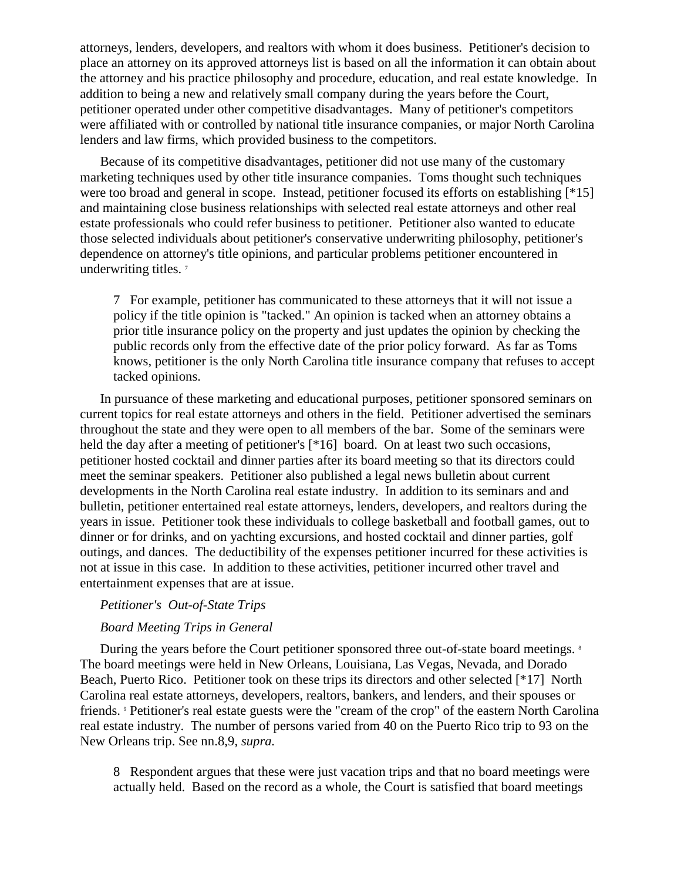attorneys, lenders, developers, and realtors with whom it does business. Petitioner's decision to place an attorney on its approved attorneys list is based on all the information it can obtain about the attorney and his practice philosophy and procedure, education, and real estate knowledge. In addition to being a new and relatively small company during the years before the Court, petitioner operated under other competitive disadvantages. Many of petitioner's competitors were affiliated with or controlled by national title insurance companies, or major North Carolina lenders and law firms, which provided business to the competitors.

Because of its competitive disadvantages, petitioner did not use many of the customary marketing techniques used by other title insurance companies. Toms thought such techniques were too broad and general in scope. Instead, petitioner focused its efforts on establishing [*15] and maintaining close business relationships with selected real estate attorneys and other real estate professionals who could refer business to petitioner. Petitioner also wanted to educate those selected individuals about petitioner's conservative underwriting philosophy, petitioner's dependence on attorney's title opinions, and particular problems petitioner encountered in underwriting titles. [7]

> 7 For example, petitioner has communicated to these attorneys that it will not issue a policy if the title opinion is "tacked." An opinion is tacked when an attorney obtains a prior title insurance policy on the property and just updates the opinion by checking the public records only from the effective date of the prior policy forward. As far as Toms knows, petitioner is the only North Carolina title insurance company that refuses to accept tacked opinions.

In pursuance of these marketing and educational purposes, petitioner sponsored seminars on current topics for real estate attorneys and others in the field. Petitioner advertised the seminars throughout the state and they were open to all members of the bar. Some of the seminars were held the day after a meeting of petitioner's [*16] board. On at least two such occasions, petitioner hosted cocktail and dinner parties after its board meeting so that its directors could meet the seminar speakers. Petitioner also published a legal news bulletin about current developments in the North Carolina real estate industry. In addition to its seminars and and bulletin, petitioner entertained real estate attorneys, lenders, developers, and realtors during the years in issue. Petitioner took these individuals to college basketball and football games, out to dinner or for drinks, and on yachting excursions, and hosted cocktail and dinner parties, golf outings, and dances. The deductibility of the expenses petitioner incurred for these activities is not at issue in this case. In addition to these activities, petitioner incurred other travel and entertainment expenses that are at issue.

*Petitioner's Out-of-State Trips*

*Board Meeting Trips in General*

During the years before the Court petitioner sponsored three out-of-state board meetings. [8] The board meetings were held in New Orleans, Louisiana, Las Vegas, Nevada, and Dorado Beach, Puerto Rico. Petitioner took on these trips its directors and other selected [*17] North Carolina real estate attorneys, developers, realtors, bankers, and lenders, and their spouses or friends. [9] Petitioner's real estate guests were the "cream of the crop" of the eastern North Carolina real estate industry. The number of persons varied from 40 on the Puerto Rico trip to 93 on the New Orleans trip. See nn.8,9, *supra.*

> 8 Respondent argues that these were just vacation trips and that no board meetings were actually held. Based on the record as a whole, the Court is satisfied that board meetings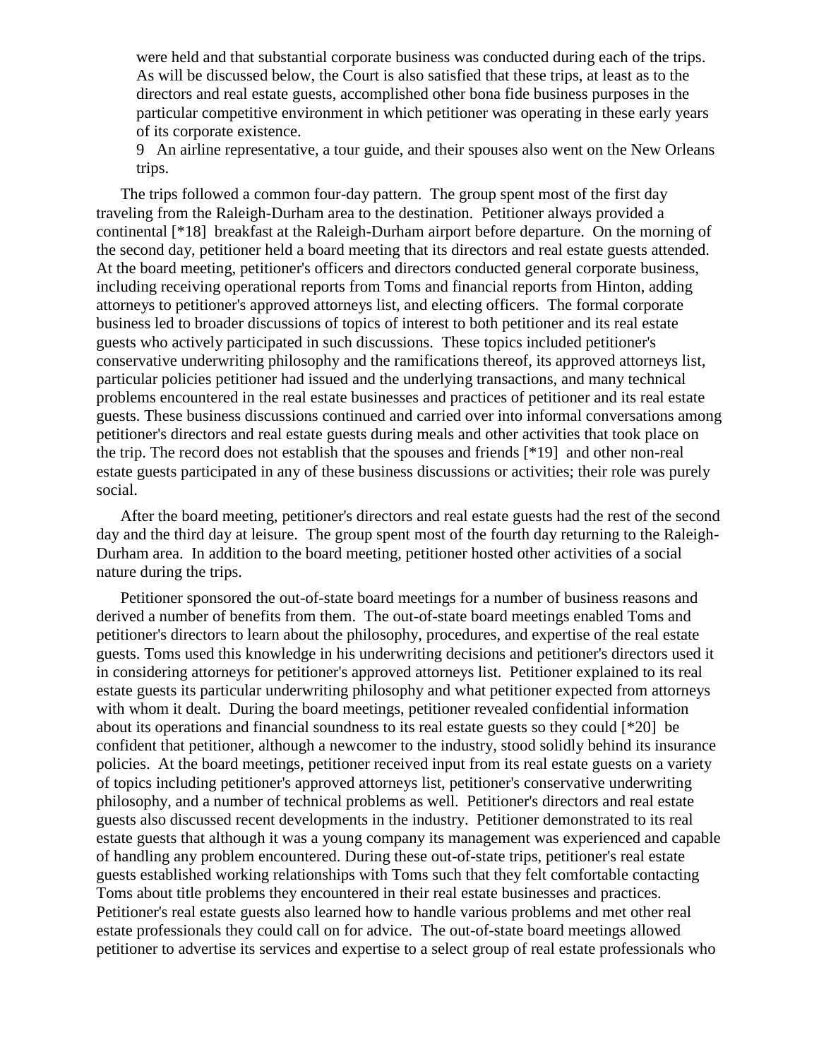were held and that substantial corporate business was conducted during each of the trips. As will be discussed below, the Court is also satisfied that these trips, at least as to the directors and real estate guests, accomplished other bona fide business purposes in the particular competitive environment in which petitioner was operating in these early years of its corporate existence.

9 An airline representative, a tour guide, and their spouses also went on the New Orleans trips.

The trips followed a common four-day pattern. The group spent most of the first day traveling from the Raleigh-Durham area to the destination. Petitioner always provided a continental [*18] breakfast at the Raleigh-Durham airport before departure. On the morning of the second day, petitioner held a board meeting that its directors and real estate guests attended. At the board meeting, petitioner's officers and directors conducted general corporate business, including receiving operational reports from Toms and financial reports from Hinton, adding attorneys to petitioner's approved attorneys list, and electing officers. The formal corporate business led to broader discussions of topics of interest to both petitioner and its real estate guests who actively participated in such discussions. These topics included petitioner's conservative underwriting philosophy and the ramifications thereof, its approved attorneys list, particular policies petitioner had issued and the underlying transactions, and many technical problems encountered in the real estate businesses and practices of petitioner and its real estate guests. These business discussions continued and carried over into informal conversations among petitioner's directors and real estate guests during meals and other activities that took place on the trip. The record does not establish that the spouses and friends [*19] and other non-real estate guests participated in any of these business discussions or activities; their role was purely social.

After the board meeting, petitioner's directors and real estate guests had the rest of the second day and the third day at leisure. The group spent most of the fourth day returning to the Raleigh-Durham area. In addition to the board meeting, petitioner hosted other activities of a social nature during the trips.

Petitioner sponsored the out-of-state board meetings for a number of business reasons and derived a number of benefits from them. The out-of-state board meetings enabled Toms and petitioner's directors to learn about the philosophy, procedures, and expertise of the real estate guests. Toms used this knowledge in his underwriting decisions and petitioner's directors used it in considering attorneys for petitioner's approved attorneys list. Petitioner explained to its real estate guests its particular underwriting philosophy and what petitioner expected from attorneys with whom it dealt. During the board meetings, petitioner revealed confidential information about its operations and financial soundness to its real estate guests so they could [*20] be confident that petitioner, although a newcomer to the industry, stood solidly behind its insurance policies. At the board meetings, petitioner received input from its real estate guests on a variety of topics including petitioner's approved attorneys list, petitioner's conservative underwriting philosophy, and a number of technical problems as well. Petitioner's directors and real estate guests also discussed recent developments in the industry. Petitioner demonstrated to its real estate guests that although it was a young company its management was experienced and capable of handling any problem encountered. During these out-of-state trips, petitioner's real estate guests established working relationships with Toms such that they felt comfortable contacting Toms about title problems they encountered in their real estate businesses and practices. Petitioner's real estate guests also learned how to handle various problems and met other real estate professionals they could call on for advice. The out-of-state board meetings allowed petitioner to advertise its services and expertise to a select group of real estate professionals who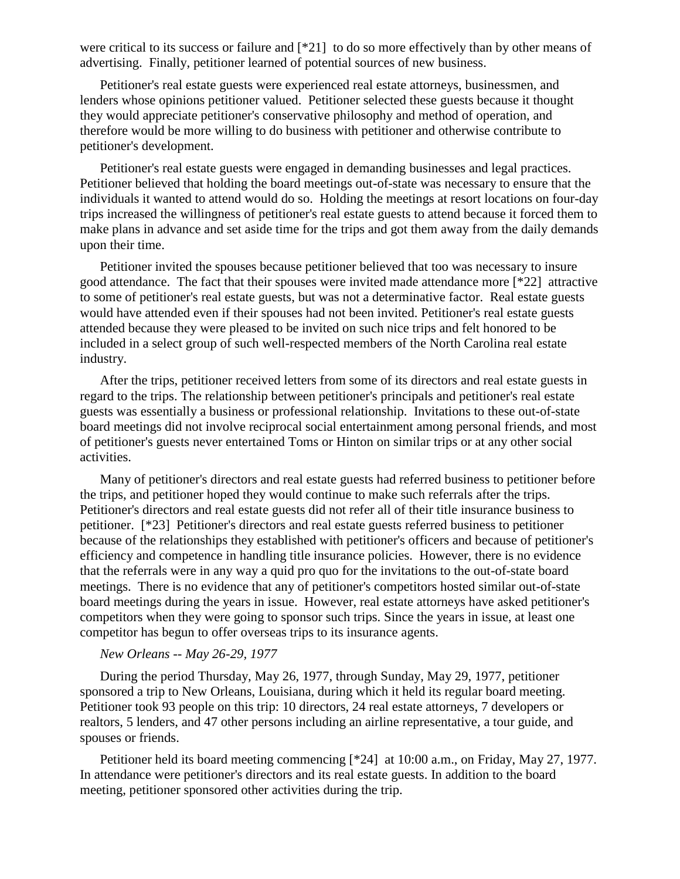were critical to its success or failure and [*21] to do so more effectively than by other means of advertising. Finally, petitioner learned of potential sources of new business.

Petitioner's real estate guests were experienced real estate attorneys, businessmen, and lenders whose opinions petitioner valued. Petitioner selected these guests because it thought they would appreciate petitioner's conservative philosophy and method of operation, and therefore would be more willing to do business with petitioner and otherwise contribute to petitioner's development.

Petitioner's real estate guests were engaged in demanding businesses and legal practices. Petitioner believed that holding the board meetings out-of-state was necessary to ensure that the individuals it wanted to attend would do so. Holding the meetings at resort locations on four-day trips increased the willingness of petitioner's real estate guests to attend because it forced them to make plans in advance and set aside time for the trips and got them away from the daily demands upon their time.

Petitioner invited the spouses because petitioner believed that too was necessary to insure good attendance. The fact that their spouses were invited made attendance more [*22] attractive to some of petitioner's real estate guests, but was not a determinative factor. Real estate guests would have attended even if their spouses had not been invited. Petitioner's real estate guests attended because they were pleased to be invited on such nice trips and felt honored to be included in a select group of such well-respected members of the North Carolina real estate industry.

After the trips, petitioner received letters from some of its directors and real estate guests in regard to the trips. The relationship between petitioner's principals and petitioner's real estate guests was essentially a business or professional relationship. Invitations to these out-of-state board meetings did not involve reciprocal social entertainment among personal friends, and most of petitioner's guests never entertained Toms or Hinton on similar trips or at any other social activities.

Many of petitioner's directors and real estate guests had referred business to petitioner before the trips, and petitioner hoped they would continue to make such referrals after the trips. Petitioner's directors and real estate guests did not refer all of their title insurance business to petitioner. [*23] Petitioner's directors and real estate guests referred business to petitioner because of the relationships they established with petitioner's officers and because of petitioner's efficiency and competence in handling title insurance policies. However, there is no evidence that the referrals were in any way a quid pro quo for the invitations to the out-of-state board meetings. There is no evidence that any of petitioner's competitors hosted similar out-of-state board meetings during the years in issue. However, real estate attorneys have asked petitioner's competitors when they were going to sponsor such trips. Since the years in issue, at least one competitor has begun to offer overseas trips to its insurance agents.

*New Orleans -- May 26-29, 1977*

During the period Thursday, May 26, 1977, through Sunday, May 29, 1977, petitioner sponsored a trip to New Orleans, Louisiana, during which it held its regular board meeting. Petitioner took 93 people on this trip: 10 directors, 24 real estate attorneys, 7 developers or realtors, 5 lenders, and 47 other persons including an airline representative, a tour guide, and spouses or friends.

Petitioner held its board meeting commencing [*24] at 10:00 a.m., on Friday, May 27, 1977. In attendance were petitioner's directors and its real estate guests. In addition to the board meeting, petitioner sponsored other activities during the trip.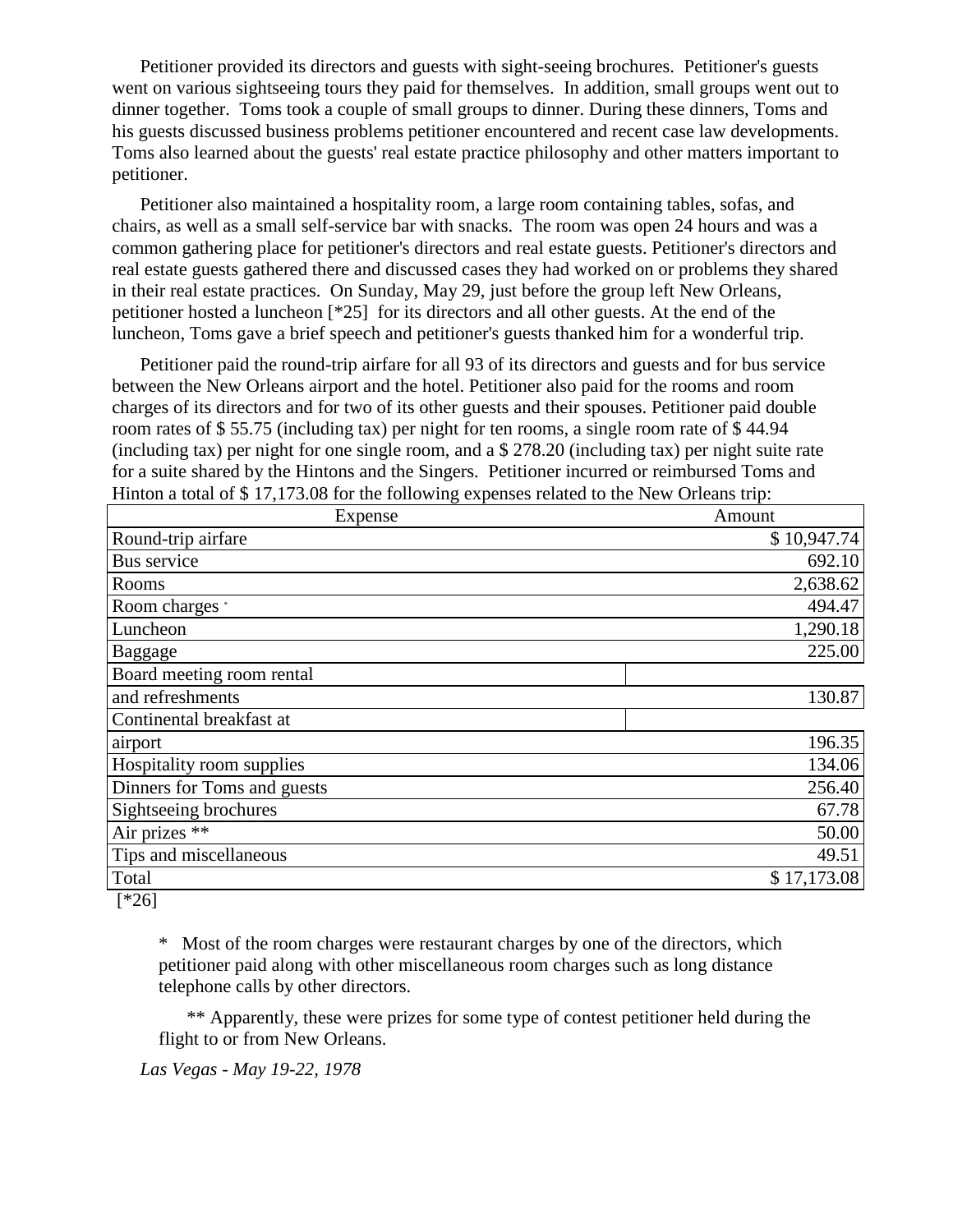Petitioner provided its directors and guests with sight-seeing brochures. Petitioner's guests went on various sightseeing tours they paid for themselves. In addition, small groups went out to dinner together. Toms took a couple of small groups to dinner. During these dinners, Toms and his guests discussed business problems petitioner encountered and recent case law developments. Toms also learned about the guests' real estate practice philosophy and other matters important to petitioner.

Petitioner also maintained a hospitality room, a large room containing tables, sofas, and chairs, as well as a small self-service bar with snacks. The room was open 24 hours and was a common gathering place for petitioner's directors and real estate guests. Petitioner's directors and real estate guests gathered there and discussed cases they had worked on or problems they shared in their real estate practices. On Sunday, May 29, just before the group left New Orleans, petitioner hosted a luncheon [*25] for its directors and all other guests. At the end of the luncheon, Toms gave a brief speech and petitioner's guests thanked him for a wonderful trip.

Petitioner paid the round-trip airfare for all 93 of its directors and guests and for bus service between the New Orleans airport and the hotel. Petitioner also paid for the rooms and room charges of its directors and for two of its other guests and their spouses. Petitioner paid double room rates of $ 55.75 (including tax) per night for ten rooms, a single room rate of $ 44.94 (including tax) per night for one single room, and a $ 278.20 (including tax) per night suite rate for a suite shared by the Hintons and the Singers. Petitioner incurred or reimbursed Toms and Hinton a total of $ 17,173.08 for the following expenses related to the New Orleans trip:

| Expense | Amount |
|---|---|
| Round-trip airfare | $ 10,947.74 |
| Bus service | 692.10 |
| Rooms | 2,638.62 |
| Room charges * | 494.47 |
| Luncheon | 1,290.18 |
| Baggage | 225.00 |
| Board meeting room rental and refreshments | 130.87 |
| Continental breakfast at airport | 196.35 |
| Hospitality room supplies | 134.06 |
| Dinners for Toms and guests | 256.40 |
| Sightseeing brochures | 67.78 |
| Air prizes ** | 50.00 |
| Tips and miscellaneous | 49.51 |
| Total | $ 17,173.08 |

[*26]

* Most of the room charges were restaurant charges by one of the directors, which petitioner paid along with other miscellaneous room charges such as long distance telephone calls by other directors.

** Apparently, these were prizes for some type of contest petitioner held during the flight to or from New Orleans.

*Las Vegas - May 19-22, 1978*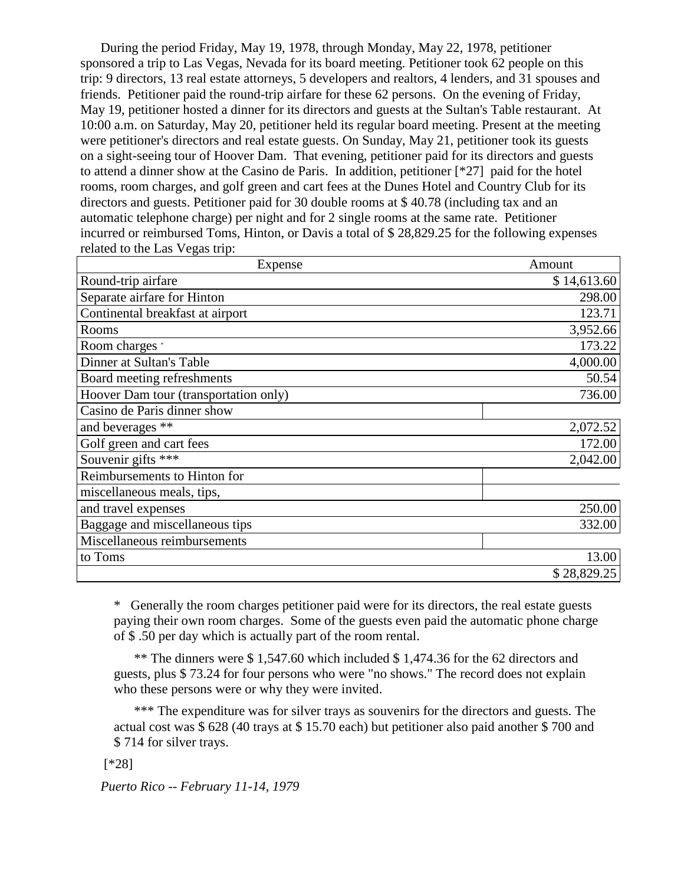During the period Friday, May 19, 1978, through Monday, May 22, 1978, petitioner sponsored a trip to Las Vegas, Nevada for its board meeting. Petitioner took 62 people on this trip: 9 directors, 13 real estate attorneys, 5 developers and realtors, 4 lenders, and 31 spouses and friends. Petitioner paid the round-trip airfare for these 62 persons. On the evening of Friday, May 19, petitioner hosted a dinner for its directors and guests at the Sultan's Table restaurant. At 10:00 a.m. on Saturday, May 20, petitioner held its regular board meeting. Present at the meeting were petitioner's directors and real estate guests. On Sunday, May 21, petitioner took its guests on a sight-seeing tour of Hoover Dam. That evening, petitioner paid for its directors and guests to attend a dinner show at the Casino de Paris. In addition, petitioner [*27] paid for the hotel rooms, room charges, and golf green and cart fees at the Dunes Hotel and Country Club for its directors and guests. Petitioner paid for 30 double rooms at $ 40.78 (including tax and an automatic telephone charge) per night and for 2 single rooms at the same rate. Petitioner incurred or reimbursed Toms, Hinton, or Davis a total of $ 28,829.25 for the following expenses related to the Las Vegas trip:

| Expense | Amount |
|---|---|
| Round-trip airfare | $ 14,613.60 |
| Separate airfare for Hinton | 298.00 |
| Continental breakfast at airport | 123.71 |
| Rooms | 3,952.66 |
| Room charges * | 173.22 |
| Dinner at Sultan's Table | 4,000.00 |
| Board meeting refreshments | 50.54 |
| Hoover Dam tour (transportation only) | 736.00 |
| Casino de Paris dinner show and beverages ** | 2,072.52 |
| Golf green and cart fees | 172.00 |
| Souvenir gifts *** | 2,042.00 |
| Reimbursements to Hinton for miscellaneous meals, tips, and travel expenses | 250.00 |
| Baggage and miscellaneous tips | 332.00 |
| Miscellaneous reimbursements to Toms | 13.00 |
| | $ 28,829.25 |

\* Generally the room charges petitioner paid were for its directors, the real estate guests paying their own room charges. Some of the guests even paid the automatic phone charge of $ .50 per day which is actually part of the room rental.

** The dinners were $ 1,547.60 which included $ 1,474.36 for the 62 directors and guests, plus $ 73.24 for four persons who were "no shows." The record does not explain who these persons were or why they were invited.

*** The expenditure was for silver trays as souvenirs for the directors and guests. The actual cost was $ 628 (40 trays at $ 15.70 each) but petitioner also paid another $ 700 and $ 714 for silver trays.

[*28]

*Puerto Rico -- February 11-14, 1979*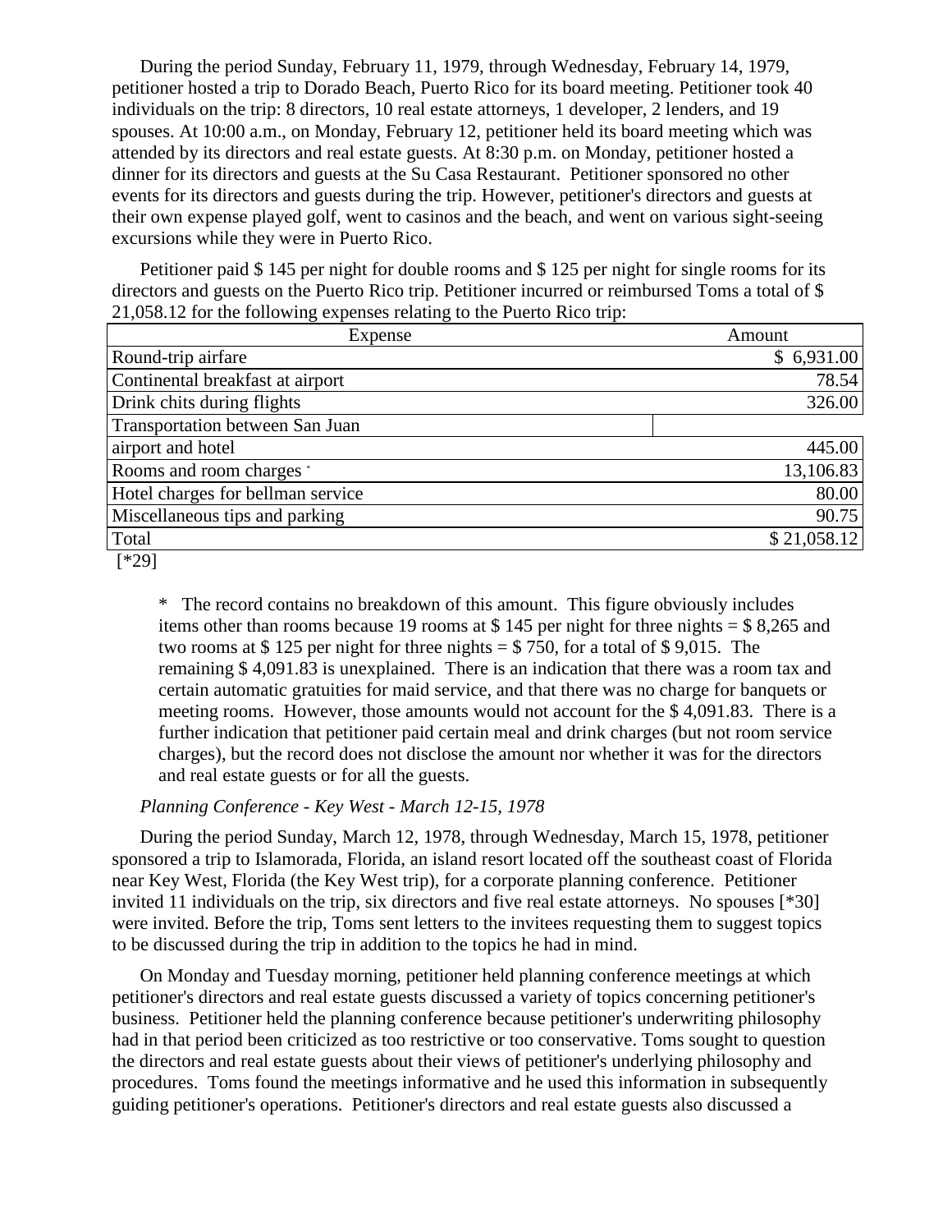During the period Sunday, February 11, 1979, through Wednesday, February 14, 1979, petitioner hosted a trip to Dorado Beach, Puerto Rico for its board meeting. Petitioner took 40 individuals on the trip: 8 directors, 10 real estate attorneys, 1 developer, 2 lenders, and 19 spouses. At 10:00 a.m., on Monday, February 12, petitioner held its board meeting which was attended by its directors and real estate guests. At 8:30 p.m. on Monday, petitioner hosted a dinner for its directors and guests at the Su Casa Restaurant. Petitioner sponsored no other events for its directors and guests during the trip. However, petitioner's directors and guests at their own expense played golf, went to casinos and the beach, and went on various sight-seeing excursions while they were in Puerto Rico.

Petitioner paid $ 145 per night for double rooms and $ 125 per night for single rooms for its directors and guests on the Puerto Rico trip. Petitioner incurred or reimbursed Toms a total of $ 21,058.12 for the following expenses relating to the Puerto Rico trip:

| Expense | Amount |
|---|---|
| Round-trip airfare | $ 6,931.00 |
| Continental breakfast at airport | 78.54 |
| Drink chits during flights | 326.00 |
| Transportation between San Juan airport and hotel | 445.00 |
| Rooms and room charges * | 13,106.83 |
| Hotel charges for bellman service | 80.00 |
| Miscellaneous tips and parking | 90.75 |
| Total | $ 21,058.12 |

[*29]

> * The record contains no breakdown of this amount. This figure obviously includes items other than rooms because 19 rooms at $ 145 per night for three nights = $ 8,265 and two rooms at $ 125 per night for three nights = $ 750, for a total of $ 9,015. The remaining $ 4,091.83 is unexplained. There is an indication that there was a room tax and certain automatic gratuities for maid service, and that there was no charge for banquets or meeting rooms. However, those amounts would not account for the $ 4,091.83. There is a further indication that petitioner paid certain meal and drink charges (but not room service charges), but the record does not disclose the amount nor whether it was for the directors and real estate guests or for all the guests.

*Planning Conference - Key West - March 12-15, 1978*

During the period Sunday, March 12, 1978, through Wednesday, March 15, 1978, petitioner sponsored a trip to Islamorada, Florida, an island resort located off the southeast coast of Florida near Key West, Florida (the Key West trip), for a corporate planning conference. Petitioner invited 11 individuals on the trip, six directors and five real estate attorneys. No spouses [*30] were invited. Before the trip, Toms sent letters to the invitees requesting them to suggest topics to be discussed during the trip in addition to the topics he had in mind.

On Monday and Tuesday morning, petitioner held planning conference meetings at which petitioner's directors and real estate guests discussed a variety of topics concerning petitioner's business. Petitioner held the planning conference because petitioner's underwriting philosophy had in that period been criticized as too restrictive or too conservative. Toms sought to question the directors and real estate guests about their views of petitioner's underlying philosophy and procedures. Toms found the meetings informative and he used this information in subsequently guiding petitioner's operations. Petitioner's directors and real estate guests also discussed a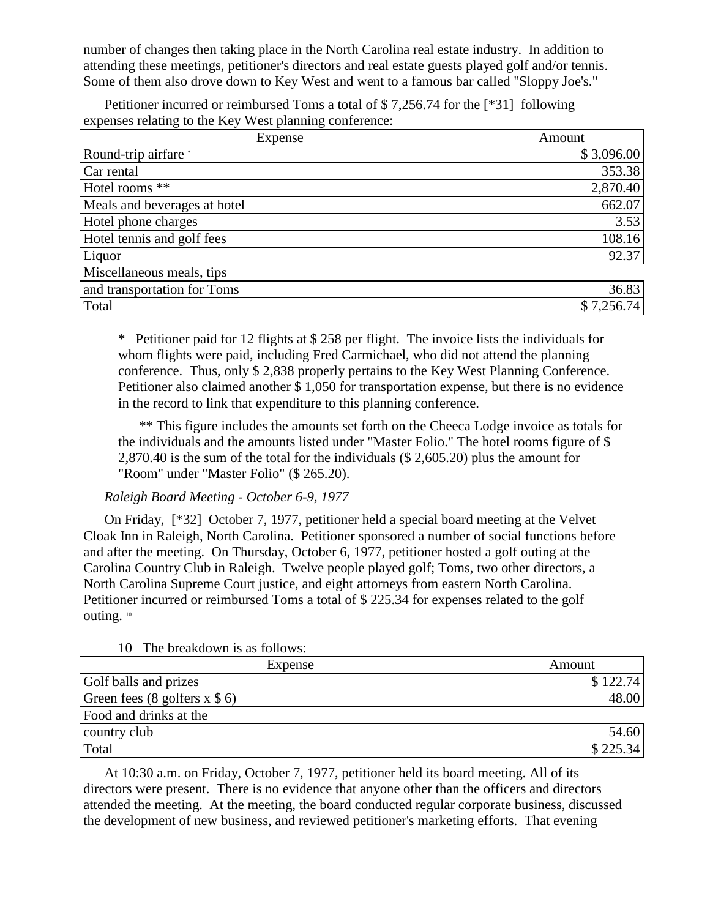number of changes then taking place in the North Carolina real estate industry. In addition to attending these meetings, petitioner's directors and real estate guests played golf and/or tennis. Some of them also drove down to Key West and went to a famous bar called "Sloppy Joe's."

Petitioner incurred or reimbursed Toms a total of $ 7,256.74 for the [*31] following expenses relating to the Key West planning conference:

| Expense | Amount |
|---|---|
| Round-trip airfare * | $ 3,096.00 |
| Car rental | 353.38 |
| Hotel rooms ** | 2,870.40 |
| Meals and beverages at hotel | 662.07 |
| Hotel phone charges | 3.53 |
| Hotel tennis and golf fees | 108.16 |
| Liquor | 92.37 |
| Miscellaneous meals, tips and transportation for Toms | 36.83 |
| Total | $ 7,256.74 |

* Petitioner paid for 12 flights at $ 258 per flight. The invoice lists the individuals for whom flights were paid, including Fred Carmichael, who did not attend the planning conference. Thus, only $ 2,838 properly pertains to the Key West Planning Conference. Petitioner also claimed another $ 1,050 for transportation expense, but there is no evidence in the record to link that expenditure to this planning conference.

** This figure includes the amounts set forth on the Cheeca Lodge invoice as totals for the individuals and the amounts listed under "Master Folio." The hotel rooms figure of $ 2,870.40 is the sum of the total for the individuals ($ 2,605.20) plus the amount for "Room" under "Master Folio" ($ 265.20).

*Raleigh Board Meeting - October 6-9, 1977*

On Friday, [*32] October 7, 1977, petitioner held a special board meeting at the Velvet Cloak Inn in Raleigh, North Carolina. Petitioner sponsored a number of social functions before and after the meeting. On Thursday, October 6, 1977, petitioner hosted a golf outing at the Carolina Country Club in Raleigh. Twelve people played golf; Toms, two other directors, a North Carolina Supreme Court justice, and eight attorneys from eastern North Carolina. Petitioner incurred or reimbursed Toms a total of $ 225.34 for expenses related to the golf outing. [10]

10 The breakdown is as follows:

| Expense | Amount |
|---|---|
| Golf balls and prizes | $ 122.74 |
| Green fees (8 golfers x $ 6) | 48.00 |
| Food and drinks at the country club | 54.60 |
| Total | $ 225.34 |

At 10:30 a.m. on Friday, October 7, 1977, petitioner held its board meeting. All of its directors were present. There is no evidence that anyone other than the officers and directors attended the meeting. At the meeting, the board conducted regular corporate business, discussed the development of new business, and reviewed petitioner's marketing efforts. That evening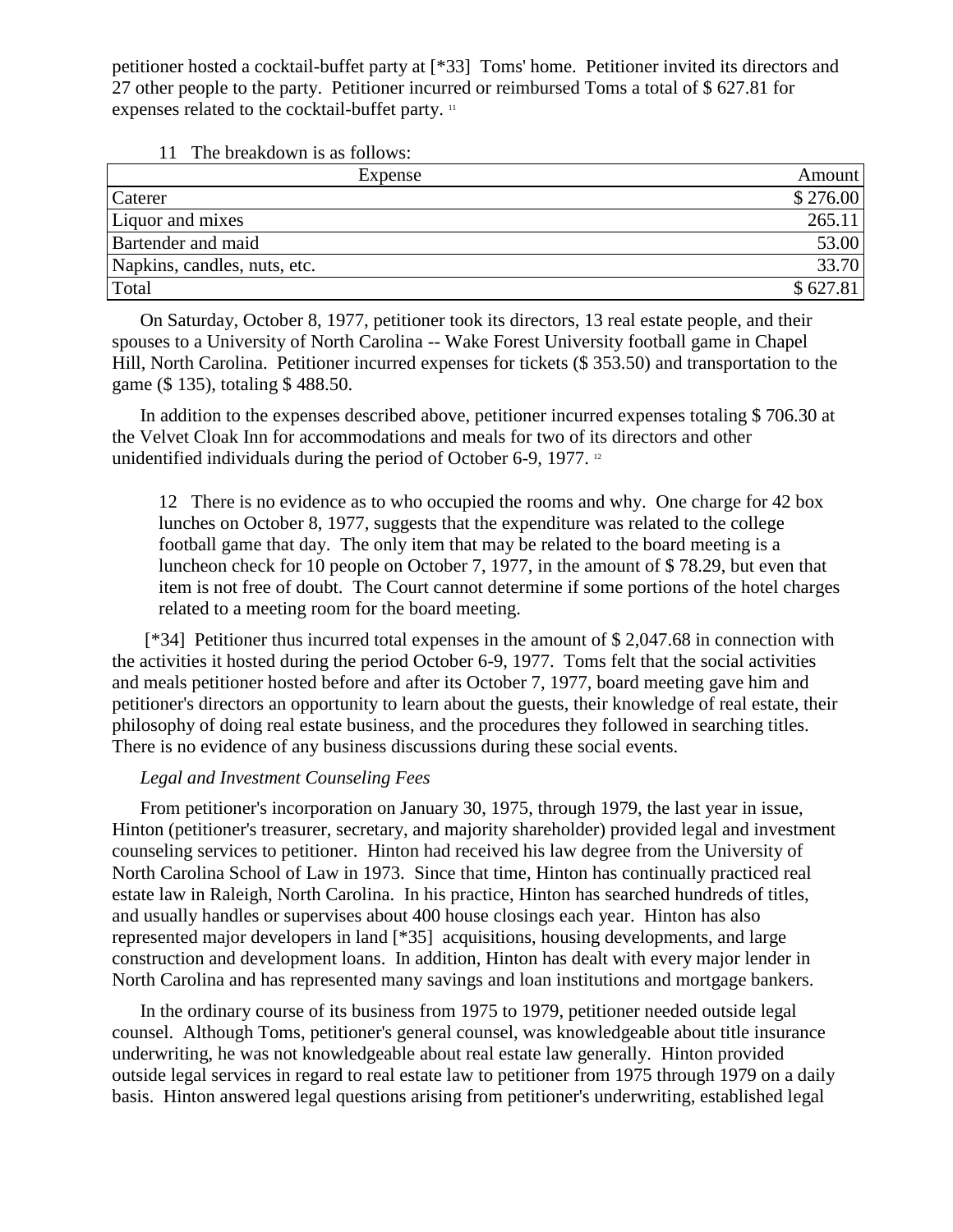petitioner hosted a cocktail-buffet party at [*33] Toms' home. Petitioner invited its directors and 27 other people to the party. Petitioner incurred or reimbursed Toms a total of $ 627.81 for expenses related to the cocktail-buffet party. [11]

11 The breakdown is as follows:

| Expense | Amount |
|---|---|
| Caterer | $ 276.00 |
| Liquor and mixes | 265.11 |
| Bartender and maid | 53.00 |
| Napkins, candles, nuts, etc. | 33.70 |
| Total | $ 627.81 |

On Saturday, October 8, 1977, petitioner took its directors, 13 real estate people, and their spouses to a University of North Carolina -- Wake Forest University football game in Chapel Hill, North Carolina. Petitioner incurred expenses for tickets ($ 353.50) and transportation to the game ($ 135), totaling $ 488.50.

In addition to the expenses described above, petitioner incurred expenses totaling $ 706.30 at the Velvet Cloak Inn for accommodations and meals for two of its directors and other unidentified individuals during the period of October 6-9, 1977. [12]

> 12 There is no evidence as to who occupied the rooms and why. One charge for 42 box lunches on October 8, 1977, suggests that the expenditure was related to the college football game that day. The only item that may be related to the board meeting is a luncheon check for 10 people on October 7, 1977, in the amount of $ 78.29, but even that item is not free of doubt. The Court cannot determine if some portions of the hotel charges related to a meeting room for the board meeting.

[*34] Petitioner thus incurred total expenses in the amount of $ 2,047.68 in connection with the activities it hosted during the period October 6-9, 1977. Toms felt that the social activities and meals petitioner hosted before and after its October 7, 1977, board meeting gave him and petitioner's directors an opportunity to learn about the guests, their knowledge of real estate, their philosophy of doing real estate business, and the procedures they followed in searching titles. There is no evidence of any business discussions during these social events.

*Legal and Investment Counseling Fees*

From petitioner's incorporation on January 30, 1975, through 1979, the last year in issue, Hinton (petitioner's treasurer, secretary, and majority shareholder) provided legal and investment counseling services to petitioner. Hinton had received his law degree from the University of North Carolina School of Law in 1973. Since that time, Hinton has continually practiced real estate law in Raleigh, North Carolina. In his practice, Hinton has searched hundreds of titles, and usually handles or supervises about 400 house closings each year. Hinton has also represented major developers in land [*35] acquisitions, housing developments, and large construction and development loans. In addition, Hinton has dealt with every major lender in North Carolina and has represented many savings and loan institutions and mortgage bankers.

In the ordinary course of its business from 1975 to 1979, petitioner needed outside legal counsel. Although Toms, petitioner's general counsel, was knowledgeable about title insurance underwriting, he was not knowledgeable about real estate law generally. Hinton provided outside legal services in regard to real estate law to petitioner from 1975 through 1979 on a daily basis. Hinton answered legal questions arising from petitioner's underwriting, established legal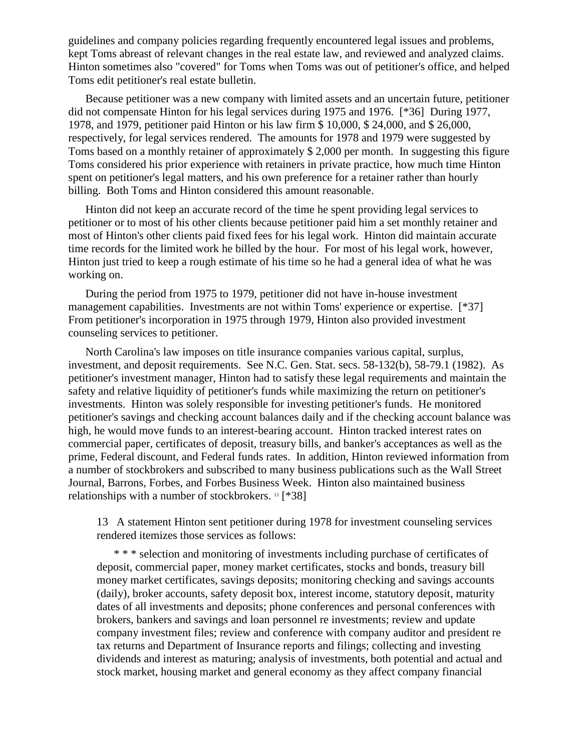guidelines and company policies regarding frequently encountered legal issues and problems, kept Toms abreast of relevant changes in the real estate law, and reviewed and analyzed claims. Hinton sometimes also "covered" for Toms when Toms was out of petitioner's office, and helped Toms edit petitioner's real estate bulletin.

Because petitioner was a new company with limited assets and an uncertain future, petitioner did not compensate Hinton for his legal services during 1975 and 1976. [*36] During 1977, 1978, and 1979, petitioner paid Hinton or his law firm $ 10,000, $ 24,000, and $ 26,000, respectively, for legal services rendered. The amounts for 1978 and 1979 were suggested by Toms based on a monthly retainer of approximately $ 2,000 per month. In suggesting this figure Toms considered his prior experience with retainers in private practice, how much time Hinton spent on petitioner's legal matters, and his own preference for a retainer rather than hourly billing. Both Toms and Hinton considered this amount reasonable.

Hinton did not keep an accurate record of the time he spent providing legal services to petitioner or to most of his other clients because petitioner paid him a set monthly retainer and most of Hinton's other clients paid fixed fees for his legal work. Hinton did maintain accurate time records for the limited work he billed by the hour. For most of his legal work, however, Hinton just tried to keep a rough estimate of his time so he had a general idea of what he was working on.

During the period from 1975 to 1979, petitioner did not have in-house investment management capabilities. Investments are not within Toms' experience or expertise. [*37] From petitioner's incorporation in 1975 through 1979, Hinton also provided investment counseling services to petitioner.

North Carolina's law imposes on title insurance companies various capital, surplus, investment, and deposit requirements. See N.C. Gen. Stat. secs. 58-132(b), 58-79.1 (1982). As petitioner's investment manager, Hinton had to satisfy these legal requirements and maintain the safety and relative liquidity of petitioner's funds while maximizing the return on petitioner's investments. Hinton was solely responsible for investing petitioner's funds. He monitored petitioner's savings and checking account balances daily and if the checking account balance was high, he would move funds to an interest-bearing account. Hinton tracked interest rates on commercial paper, certificates of deposit, treasury bills, and banker's acceptances as well as the prime, Federal discount, and Federal funds rates. In addition, Hinton reviewed information from a number of stockbrokers and subscribed to many business publications such as the Wall Street Journal, Barrons, Forbes, and Forbes Business Week. Hinton also maintained business relationships with a number of stockbrokers. [13] [*38]

13 A statement Hinton sent petitioner during 1978 for investment counseling services rendered itemizes those services as follows:

> * * * selection and monitoring of investments including purchase of certificates of deposit, commercial paper, money market certificates, stocks and bonds, treasury bill money market certificates, savings deposits; monitoring checking and savings accounts (daily), broker accounts, safety deposit box, interest income, statutory deposit, maturity dates of all investments and deposits; phone conferences and personal conferences with brokers, bankers and savings and loan personnel re investments; review and update company investment files; review and conference with company auditor and president re tax returns and Department of Insurance reports and filings; collecting and investing dividends and interest as maturing; analysis of investments, both potential and actual and stock market, housing market and general economy as they affect company financial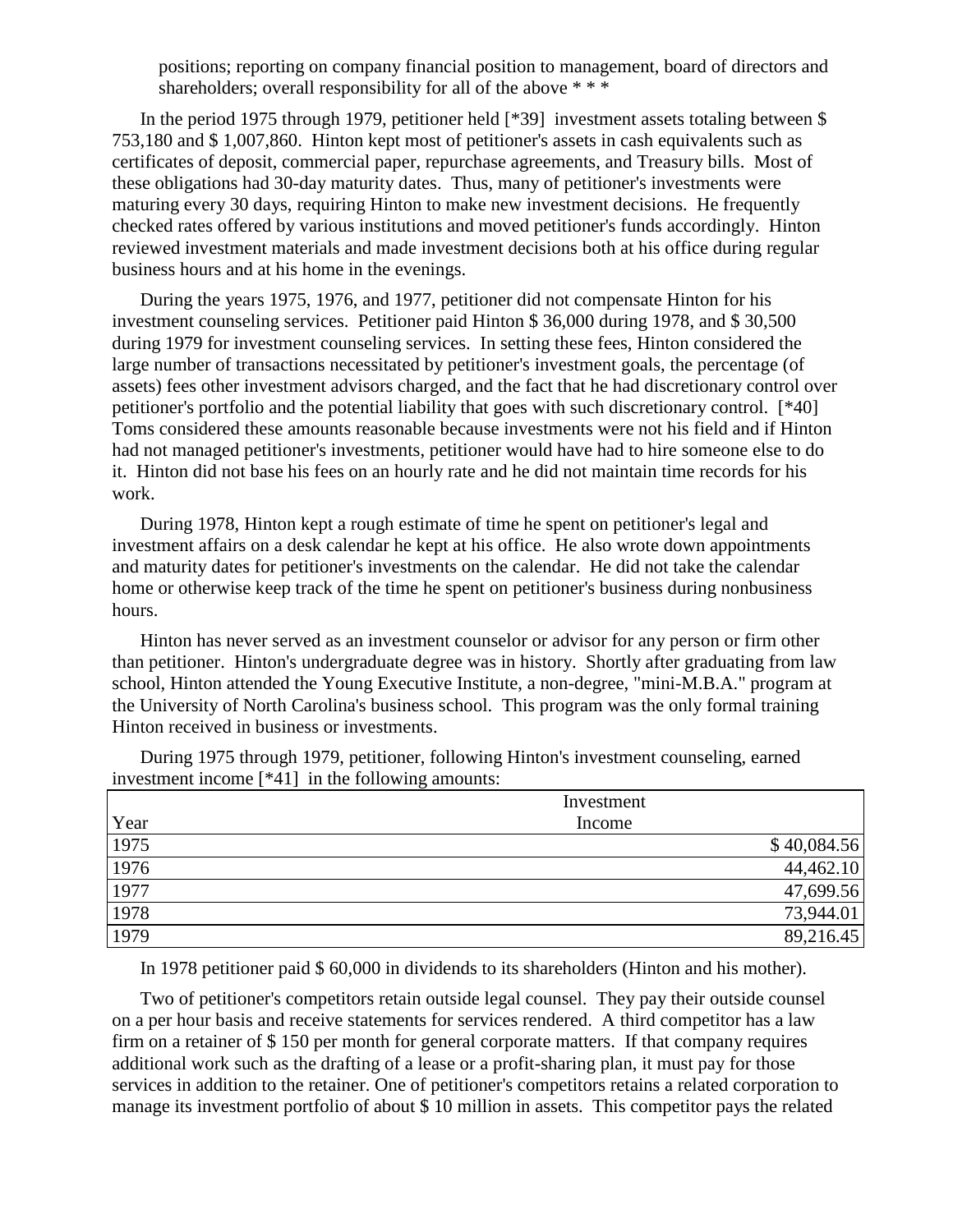positions; reporting on company financial position to management, board of directors and shareholders; overall responsibility for all of the above * * *

In the period 1975 through 1979, petitioner held [*39] investment assets totaling between $ 753,180 and $ 1,007,860. Hinton kept most of petitioner's assets in cash equivalents such as certificates of deposit, commercial paper, repurchase agreements, and Treasury bills. Most of these obligations had 30-day maturity dates. Thus, many of petitioner's investments were maturing every 30 days, requiring Hinton to make new investment decisions. He frequently checked rates offered by various institutions and moved petitioner's funds accordingly. Hinton reviewed investment materials and made investment decisions both at his office during regular business hours and at his home in the evenings.

During the years 1975, 1976, and 1977, petitioner did not compensate Hinton for his investment counseling services. Petitioner paid Hinton $ 36,000 during 1978, and $ 30,500 during 1979 for investment counseling services. In setting these fees, Hinton considered the large number of transactions necessitated by petitioner's investment goals, the percentage (of assets) fees other investment advisors charged, and the fact that he had discretionary control over petitioner's portfolio and the potential liability that goes with such discretionary control. [*40] Toms considered these amounts reasonable because investments were not his field and if Hinton had not managed petitioner's investments, petitioner would have had to hire someone else to do it. Hinton did not base his fees on an hourly rate and he did not maintain time records for his work.

During 1978, Hinton kept a rough estimate of time he spent on petitioner's legal and investment affairs on a desk calendar he kept at his office. He also wrote down appointments and maturity dates for petitioner's investments on the calendar. He did not take the calendar home or otherwise keep track of the time he spent on petitioner's business during nonbusiness hours.

Hinton has never served as an investment counselor or advisor for any person or firm other than petitioner. Hinton's undergraduate degree was in history. Shortly after graduating from law school, Hinton attended the Young Executive Institute, a non-degree, "mini-M.B.A." program at the University of North Carolina's business school. This program was the only formal training Hinton received in business or investments.

During 1975 through 1979, petitioner, following Hinton's investment counseling, earned investment income [*41] in the following amounts:

| Year | Investment Income |
|---|---|
| 1975 | $ 40,084.56 |
| 1976 | 44,462.10 |
| 1977 | 47,699.56 |
| 1978 | 73,944.01 |
| 1979 | 89,216.45 |

In 1978 petitioner paid $ 60,000 in dividends to its shareholders (Hinton and his mother).

Two of petitioner's competitors retain outside legal counsel. They pay their outside counsel on a per hour basis and receive statements for services rendered. A third competitor has a law firm on a retainer of $ 150 per month for general corporate matters. If that company requires additional work such as the drafting of a lease or a profit-sharing plan, it must pay for those services in addition to the retainer. One of petitioner's competitors retains a related corporation to manage its investment portfolio of about $ 10 million in assets. This competitor pays the related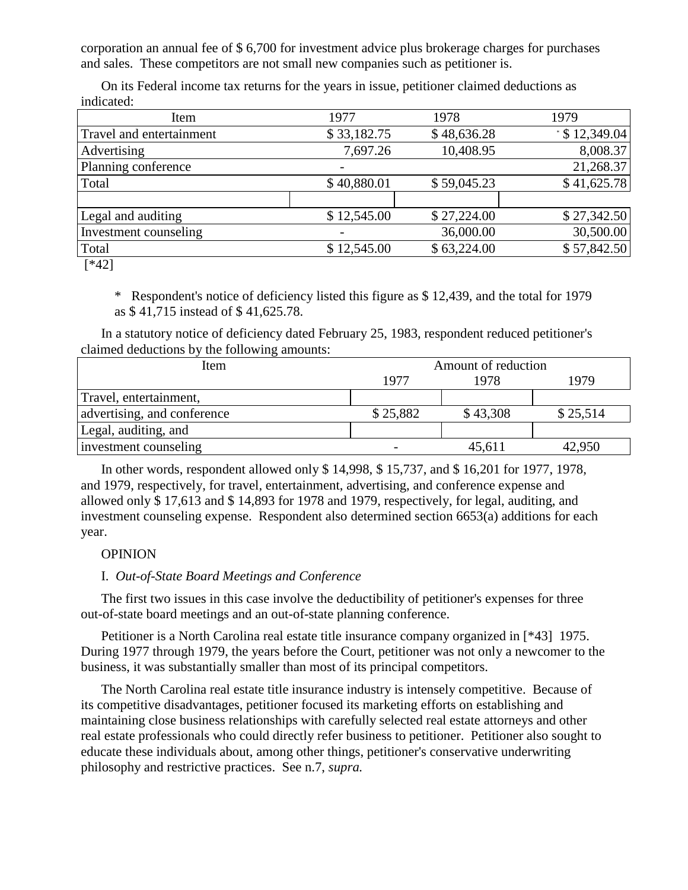corporation an annual fee of $ 6,700 for investment advice plus brokerage charges for purchases and sales. These competitors are not small new companies such as petitioner is.

On its Federal income tax returns for the years in issue, petitioner claimed deductions as indicated:

| Item | 1977 | 1978 | 1979 |
|---|---|---|---|
| Travel and entertainment | $ 33,182.75 | $ 48,636.28 | * $ 12,349.04 |
| Advertising | 7,697.26 | 10,408.95 | 8,008.37 |
| Planning conference | - | | 21,268.37 |
| Total | $ 40,880.01 | $ 59,045.23 | $ 41,625.78 |
| | | | |
| Legal and auditing | $ 12,545.00 | $ 27,224.00 | $ 27,342.50 |
| Investment counseling | - | 36,000.00 | 30,500.00 |
| Total | $ 12,545.00 | $ 63,224.00 | $ 57,842.50 |

[*42]

\* Respondent's notice of deficiency listed this figure as $ 12,439, and the total for 1979 as $ 41,715 instead of $ 41,625.78.

In a statutory notice of deficiency dated February 25, 1983, respondent reduced petitioner's claimed deductions by the following amounts:

| Item | Amount of reduction | | |
|---|---|---|---|
| | 1977 | 1978 | 1979 |
| Travel, entertainment, | | | |
| advertising, and conference | $ 25,882 | $ 43,308 | $ 25,514 |
| Legal, auditing, and | | | |
| investment counseling | - | 45,611 | 42,950 |

In other words, respondent allowed only $ 14,998, $ 15,737, and $ 16,201 for 1977, 1978, and 1979, respectively, for travel, entertainment, advertising, and conference expense and allowed only $ 17,613 and $ 14,893 for 1978 and 1979, respectively, for legal, auditing, and investment counseling expense. Respondent also determined section 6653(a) additions for each year.

OPINION

I. *Out-of-State Board Meetings and Conference*

The first two issues in this case involve the deductibility of petitioner's expenses for three out-of-state board meetings and an out-of-state planning conference.

Petitioner is a North Carolina real estate title insurance company organized in [*43] 1975. During 1977 through 1979, the years before the Court, petitioner was not only a newcomer to the business, it was substantially smaller than most of its principal competitors.

The North Carolina real estate title insurance industry is intensely competitive. Because of its competitive disadvantages, petitioner focused its marketing efforts on establishing and maintaining close business relationships with carefully selected real estate attorneys and other real estate professionals who could directly refer business to petitioner. Petitioner also sought to educate these individuals about, among other things, petitioner's conservative underwriting philosophy and restrictive practices. See n.7, *supra.*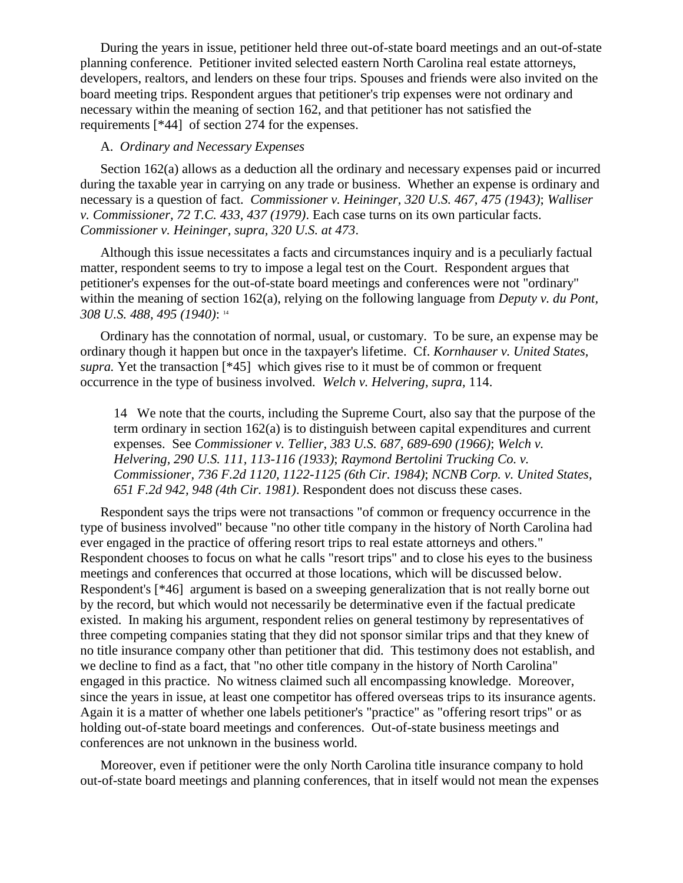During the years in issue, petitioner held three out-of-state board meetings and an out-of-state planning conference. Petitioner invited selected eastern North Carolina real estate attorneys, developers, realtors, and lenders on these four trips. Spouses and friends were also invited on the board meeting trips. Respondent argues that petitioner's trip expenses were not ordinary and necessary within the meaning of section 162, and that petitioner has not satisfied the requirements [*44] of section 274 for the expenses.

A. *Ordinary and Necessary Expenses*

Section 162(a) allows as a deduction all the ordinary and necessary expenses paid or incurred during the taxable year in carrying on any trade or business. Whether an expense is ordinary and necessary is a question of fact. *Commissioner v. Heininger, 320 U.S. 467, 475 (1943)*; *Walliser v. Commissioner, 72 T.C. 433, 437 (1979)*. Each case turns on its own particular facts. *Commissioner v. Heininger, supra, 320 U.S. at 473*.

Although this issue necessitates a facts and circumstances inquiry and is a peculiarly factual matter, respondent seems to try to impose a legal test on the Court. Respondent argues that petitioner's expenses for the out-of-state board meetings and conferences were not "ordinary" within the meaning of section 162(a), relying on the following language from *Deputy v. du Pont, 308 U.S. 488, 495 (1940)*: [14]

Ordinary has the connotation of normal, usual, or customary. To be sure, an expense may be ordinary though it happen but once in the taxpayer's lifetime. Cf. *Kornhauser v. United States, supra.* Yet the transaction [*45] which gives rise to it must be of common or frequent occurrence in the type of business involved. *Welch v. Helvering, supra,* 114.

> 14 We note that the courts, including the Supreme Court, also say that the purpose of the term ordinary in section 162(a) is to distinguish between capital expenditures and current expenses. See *Commissioner v. Tellier, 383 U.S. 687, 689-690 (1966)*; *Welch v. Helvering, 290 U.S. 111, 113-116 (1933)*; *Raymond Bertolini Trucking Co. v. Commissioner, 736 F.2d 1120, 1122-1125 (6th Cir. 1984)*; *NCNB Corp. v. United States, 651 F.2d 942, 948 (4th Cir. 1981)*. Respondent does not discuss these cases.

Respondent says the trips were not transactions "of common or frequency occurrence in the type of business involved" because "no other title company in the history of North Carolina had ever engaged in the practice of offering resort trips to real estate attorneys and others." Respondent chooses to focus on what he calls "resort trips" and to close his eyes to the business meetings and conferences that occurred at those locations, which will be discussed below. Respondent's [*46] argument is based on a sweeping generalization that is not really borne out by the record, but which would not necessarily be determinative even if the factual predicate existed. In making his argument, respondent relies on general testimony by representatives of three competing companies stating that they did not sponsor similar trips and that they knew of no title insurance company other than petitioner that did. This testimony does not establish, and we decline to find as a fact, that "no other title company in the history of North Carolina" engaged in this practice. No witness claimed such all encompassing knowledge. Moreover, since the years in issue, at least one competitor has offered overseas trips to its insurance agents. Again it is a matter of whether one labels petitioner's "practice" as "offering resort trips" or as holding out-of-state board meetings and conferences. Out-of-state business meetings and conferences are not unknown in the business world.

Moreover, even if petitioner were the only North Carolina title insurance company to hold out-of-state board meetings and planning conferences, that in itself would not mean the expenses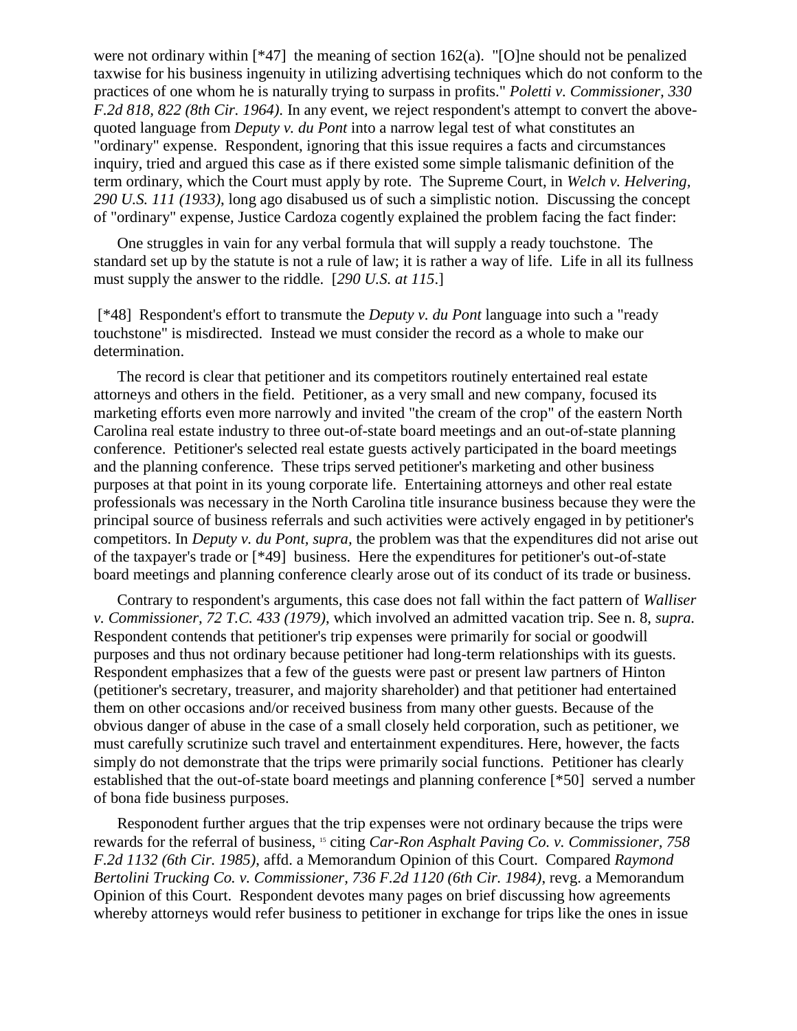were not ordinary within [*47] the meaning of section 162(a). "[O]ne should not be penalized taxwise for his business ingenuity in utilizing advertising techniques which do not conform to the practices of one whom he is naturally trying to surpass in profits." *Poletti v. Commissioner, 330 F.2d 818, 822 (8th Cir. 1964).* In any event, we reject respondent's attempt to convert the above-quoted language from *Deputy v. du Pont* into a narrow legal test of what constitutes an "ordinary" expense. Respondent, ignoring that this issue requires a facts and circumstances inquiry, tried and argued this case as if there existed some simple talismanic definition of the term ordinary, which the Court must apply by rote. The Supreme Court, in *Welch v. Helvering, 290 U.S. 111 (1933)*, long ago disabused us of such a simplistic notion. Discussing the concept of "ordinary" expense, Justice Cardoza cogently explained the problem facing the fact finder:

> One struggles in vain for any verbal formula that will supply a ready touchstone. The standard set up by the statute is not a rule of law; it is rather a way of life. Life in all its fullness must supply the answer to the riddle. [*290 U.S. at 115*.]

[*48] Respondent's effort to transmute the *Deputy v. du Pont* language into such a "ready touchstone" is misdirected. Instead we must consider the record as a whole to make our determination.

The record is clear that petitioner and its competitors routinely entertained real estate attorneys and others in the field. Petitioner, as a very small and new company, focused its marketing efforts even more narrowly and invited "the cream of the crop" of the eastern North Carolina real estate industry to three out-of-state board meetings and an out-of-state planning conference. Petitioner's selected real estate guests actively participated in the board meetings and the planning conference. These trips served petitioner's marketing and other business purposes at that point in its young corporate life. Entertaining attorneys and other real estate professionals was necessary in the North Carolina title insurance business because they were the principal source of business referrals and such activities were actively engaged in by petitioner's competitors. In *Deputy v. du Pont, supra,* the problem was that the expenditures did not arise out of the taxpayer's trade or [*49] business. Here the expenditures for petitioner's out-of-state board meetings and planning conference clearly arose out of its conduct of its trade or business.

Contrary to respondent's arguments, this case does not fall within the fact pattern of *Walliser v. Commissioner, 72 T.C. 433 (1979)*, which involved an admitted vacation trip. See n. 8, *supra.* Respondent contends that petitioner's trip expenses were primarily for social or goodwill purposes and thus not ordinary because petitioner had long-term relationships with its guests. Respondent emphasizes that a few of the guests were past or present law partners of Hinton (petitioner's secretary, treasurer, and majority shareholder) and that petitioner had entertained them on other occasions and/or received business from many other guests. Because of the obvious danger of abuse in the case of a small closely held corporation, such as petitioner, we must carefully scrutinize such travel and entertainment expenditures. Here, however, the facts simply do not demonstrate that the trips were primarily social functions. Petitioner has clearly established that the out-of-state board meetings and planning conference [*50] served a number of bona fide business purposes.

Responodent further argues that the trip expenses were not ordinary because the trips were rewards for the referral of business, [15] citing *Car-Ron Asphalt Paving Co. v. Commissioner, 758 F.2d 1132 (6th Cir. 1985)*, affd. a Memorandum Opinion of this Court. Compared *Raymond Bertolini Trucking Co. v. Commissioner, 736 F.2d 1120 (6th Cir. 1984)*, revg. a Memorandum Opinion of this Court. Respondent devotes many pages on brief discussing how agreements whereby attorneys would refer business to petitioner in exchange for trips like the ones in issue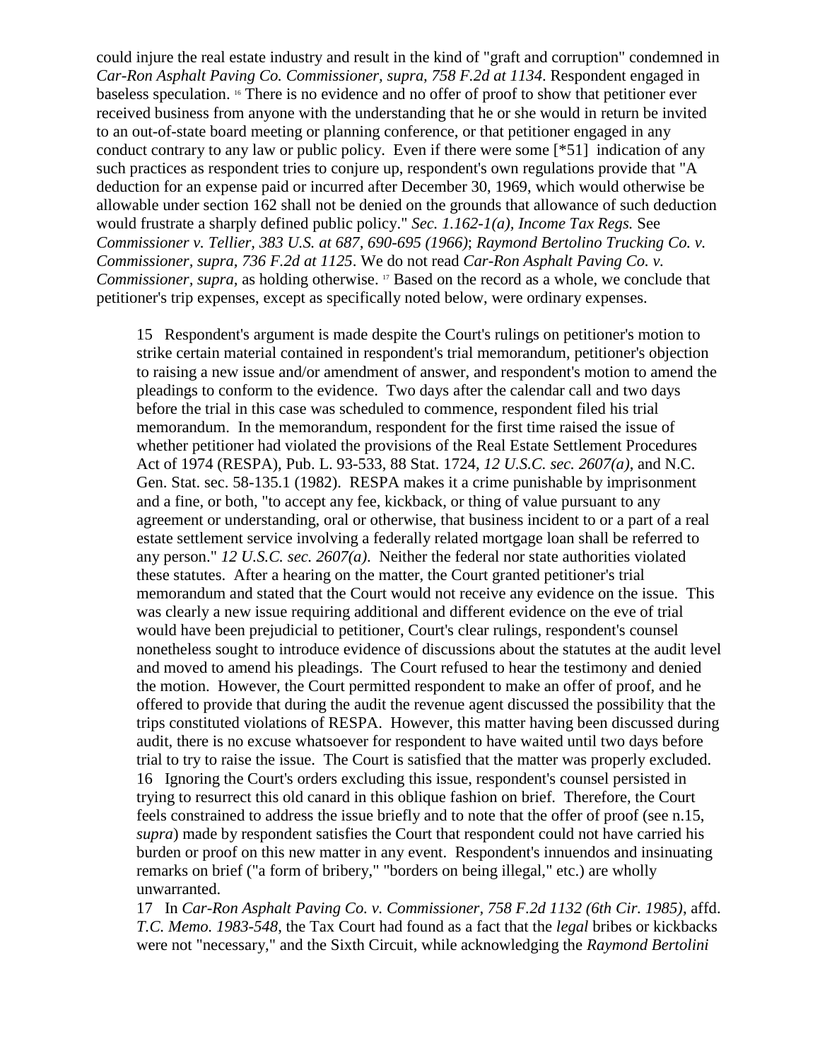could injure the real estate industry and result in the kind of "graft and corruption" condemned in *Car-Ron Asphalt Paving Co. Commissioner, supra, 758 F.2d at 1134*. Respondent engaged in baseless speculation. [16] There is no evidence and no offer of proof to show that petitioner ever received business from anyone with the understanding that he or she would in return be invited to an out-of-state board meeting or planning conference, or that petitioner engaged in any conduct contrary to any law or public policy. Even if there were some [*51] indication of any such practices as respondent tries to conjure up, respondent's own regulations provide that "A deduction for an expense paid or incurred after December 30, 1969, which would otherwise be allowable under section 162 shall not be denied on the grounds that allowance of such deduction would frustrate a sharply defined public policy." *Sec. 1.162-1(a), Income Tax Regs.* See *Commissioner v. Tellier, 383 U.S. at 687, 690-695 (1966)*; *Raymond Bertolino Trucking Co. v. Commissioner, supra, 736 F.2d at 1125*. We do not read *Car-Ron Asphalt Paving Co. v. Commissioner, supra,* as holding otherwise. [17] Based on the record as a whole, we conclude that petitioner's trip expenses, except as specifically noted below, were ordinary expenses.

15 Respondent's argument is made despite the Court's rulings on petitioner's motion to strike certain material contained in respondent's trial memorandum, petitioner's objection to raising a new issue and/or amendment of answer, and respondent's motion to amend the pleadings to conform to the evidence. Two days after the calendar call and two days before the trial in this case was scheduled to commence, respondent filed his trial memorandum. In the memorandum, respondent for the first time raised the issue of whether petitioner had violated the provisions of the Real Estate Settlement Procedures Act of 1974 (RESPA), Pub. L. 93-533, 88 Stat. 1724, *12 U.S.C. sec. 2607(a)*, and N.C. Gen. Stat. sec. 58-135.1 (1982). RESPA makes it a crime punishable by imprisonment and a fine, or both, "to accept any fee, kickback, or thing of value pursuant to any agreement or understanding, oral or otherwise, that business incident to or a part of a real estate settlement service involving a federally related mortgage loan shall be referred to any person." *12 U.S.C. sec. 2607(a)*. Neither the federal nor state authorities violated these statutes. After a hearing on the matter, the Court granted petitioner's trial memorandum and stated that the Court would not receive any evidence on the issue. This was clearly a new issue requiring additional and different evidence on the eve of trial would have been prejudicial to petitioner, Court's clear rulings, respondent's counsel nonetheless sought to introduce evidence of discussions about the statutes at the audit level and moved to amend his pleadings. The Court refused to hear the testimony and denied the motion. However, the Court permitted respondent to make an offer of proof, and he offered to provide that during the audit the revenue agent discussed the possibility that the trips constituted violations of RESPA. However, this matter having been discussed during audit, there is no excuse whatsoever for respondent to have waited until two days before trial to try to raise the issue. The Court is satisfied that the matter was properly excluded.

16 Ignoring the Court's orders excluding this issue, respondent's counsel persisted in trying to resurrect this old canard in this oblique fashion on brief. Therefore, the Court feels constrained to address the issue briefly and to note that the offer of proof (see n.15, *supra*) made by respondent satisfies the Court that respondent could not have carried his burden or proof on this new matter in any event. Respondent's innuendos and insinuating remarks on brief ("a form of bribery," "borders on being illegal," etc.) are wholly unwarranted.

17 In *Car-Ron Asphalt Paving Co. v. Commissioner, 758 F.2d 1132 (6th Cir. 1985)*, affd. *T.C. Memo. 1983-548*, the Tax Court had found as a fact that the *legal* bribes or kickbacks were not "necessary," and the Sixth Circuit, while acknowledging the *Raymond Bertolini*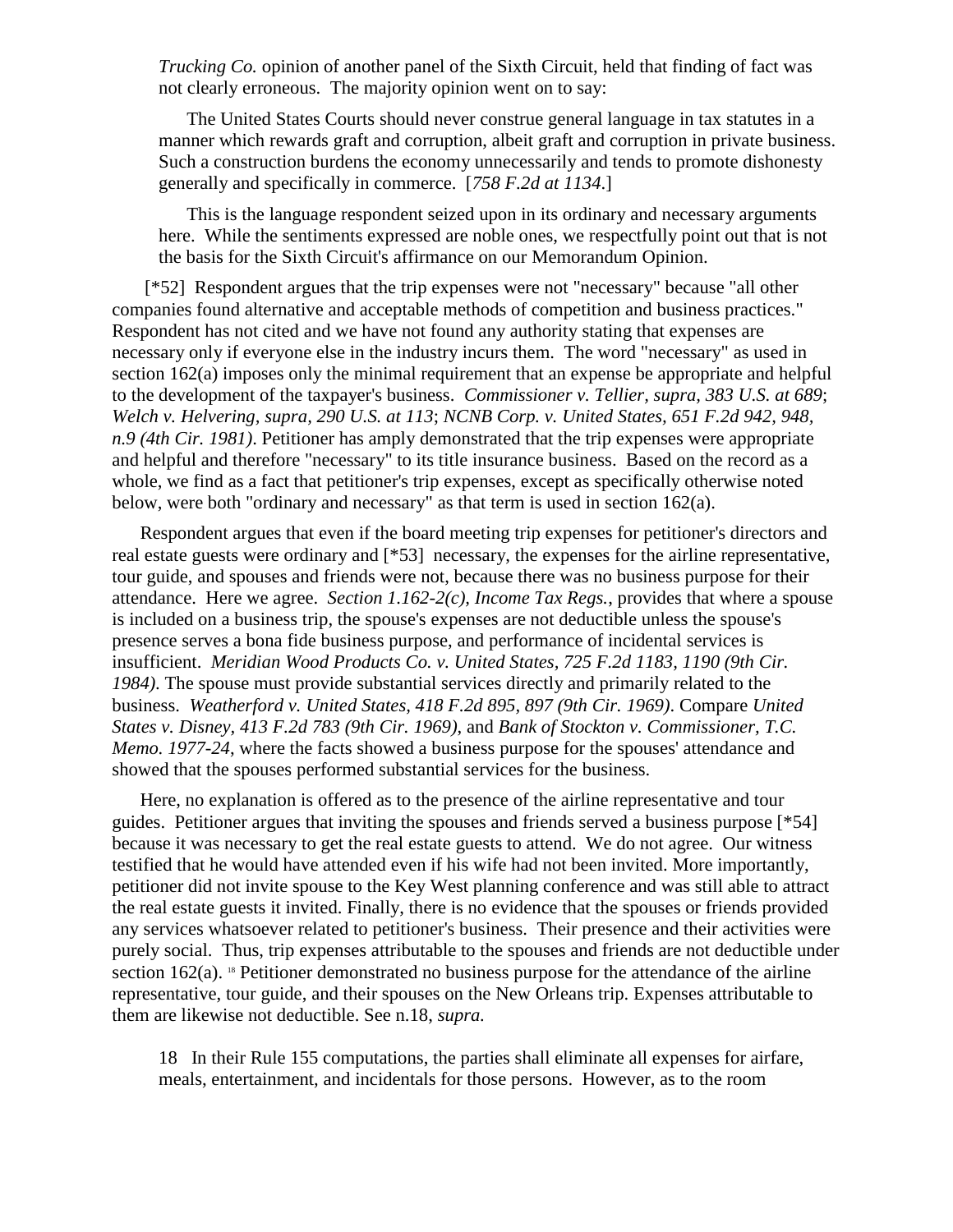*Trucking Co.* opinion of another panel of the Sixth Circuit, held that finding of fact was not clearly erroneous. The majority opinion went on to say:

> The United States Courts should never construe general language in tax statutes in a manner which rewards graft and corruption, albeit graft and corruption in private business. Such a construction burdens the economy unnecessarily and tends to promote dishonesty generally and specifically in commerce. [*758 F.2d at 1134.*]
>
> This is the language respondent seized upon in its ordinary and necessary arguments here. While the sentiments expressed are noble ones, we respectfully point out that is not the basis for the Sixth Circuit's affirmance on our Memorandum Opinion.

[*52] Respondent argues that the trip expenses were not "necessary" because "all other companies found alternative and acceptable methods of competition and business practices." Respondent has not cited and we have not found any authority stating that expenses are necessary only if everyone else in the industry incurs them. The word "necessary" as used in section 162(a) imposes only the minimal requirement that an expense be appropriate and helpful to the development of the taxpayer's business. *Commissioner v. Tellier, supra, 383 U.S. at 689*; *Welch v. Helvering, supra, 290 U.S. at 113*; *NCNB Corp. v. United States, 651 F.2d 942, 948, n.9 (4th Cir. 1981)*. Petitioner has amply demonstrated that the trip expenses were appropriate and helpful and therefore "necessary" to its title insurance business. Based on the record as a whole, we find as a fact that petitioner's trip expenses, except as specifically otherwise noted below, were both "ordinary and necessary" as that term is used in section 162(a).

Respondent argues that even if the board meeting trip expenses for petitioner's directors and real estate guests were ordinary and [*53] necessary, the expenses for the airline representative, tour guide, and spouses and friends were not, because there was no business purpose for their attendance. Here we agree. *Section 1.162-2(c), Income Tax Regs.*, provides that where a spouse is included on a business trip, the spouse's expenses are not deductible unless the spouse's presence serves a bona fide business purpose, and performance of incidental services is insufficient. *Meridian Wood Products Co. v. United States, 725 F.2d 1183, 1190 (9th Cir. 1984)*. The spouse must provide substantial services directly and primarily related to the business. *Weatherford v. United States, 418 F.2d 895, 897 (9th Cir. 1969)*. Compare *United States v. Disney, 413 F.2d 783 (9th Cir. 1969)*, and *Bank of Stockton v. Commissioner, T.C. Memo. 1977-24*, where the facts showed a business purpose for the spouses' attendance and showed that the spouses performed substantial services for the business.

Here, no explanation is offered as to the presence of the airline representative and tour guides. Petitioner argues that inviting the spouses and friends served a business purpose [*54] because it was necessary to get the real estate guests to attend. We do not agree. Our witness testified that he would have attended even if his wife had not been invited. More importantly, petitioner did not invite spouse to the Key West planning conference and was still able to attract the real estate guests it invited. Finally, there is no evidence that the spouses or friends provided any services whatsoever related to petitioner's business. Their presence and their activities were purely social. Thus, trip expenses attributable to the spouses and friends are not deductible under section 162(a). [18] Petitioner demonstrated no business purpose for the attendance of the airline representative, tour guide, and their spouses on the New Orleans trip. Expenses attributable to them are likewise not deductible. See n.18, *supra.*

18 In their Rule 155 computations, the parties shall eliminate all expenses for airfare, meals, entertainment, and incidentals for those persons. However, as to the room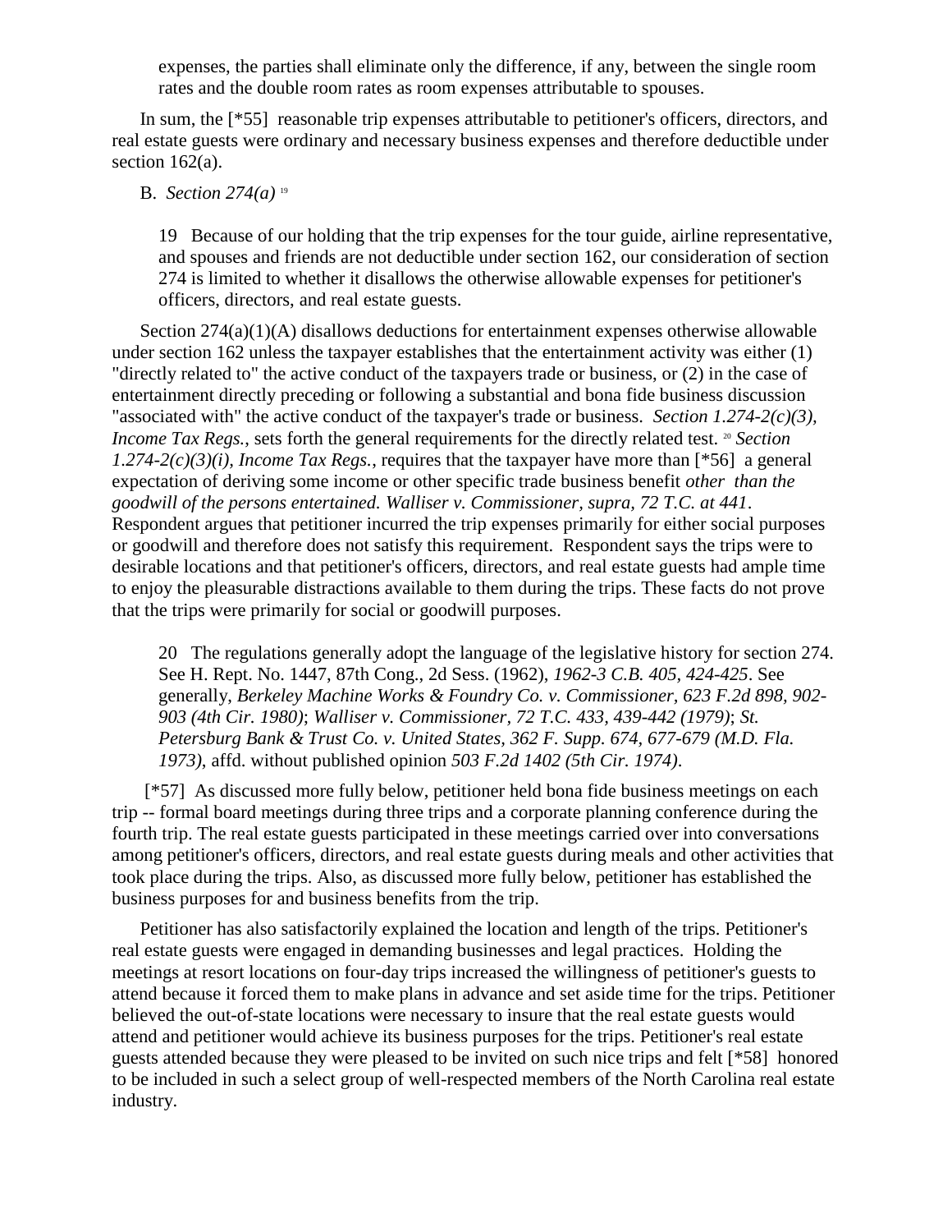expenses, the parties shall eliminate only the difference, if any, between the single room rates and the double room rates as room expenses attributable to spouses.

In sum, the [*55] reasonable trip expenses attributable to petitioner's officers, directors, and real estate guests were ordinary and necessary business expenses and therefore deductible under section 162(a).

B. *Section 274(a)* [19]

> 19 Because of our holding that the trip expenses for the tour guide, airline representative, and spouses and friends are not deductible under section 162, our consideration of section 274 is limited to whether it disallows the otherwise allowable expenses for petitioner's officers, directors, and real estate guests.

Section 274(a)(1)(A) disallows deductions for entertainment expenses otherwise allowable under section 162 unless the taxpayer establishes that the entertainment activity was either (1) "directly related to" the active conduct of the taxpayers trade or business, or (2) in the case of entertainment directly preceding or following a substantial and bona fide business discussion "associated with" the active conduct of the taxpayer's trade or business. *Section 1.274-2(c)(3), Income Tax Regs.*, sets forth the general requirements for the directly related test. [20] *Section 1.274-2(c)(3)(i), Income Tax Regs.*, requires that the taxpayer have more than [*56] a general expectation of deriving some income or other specific trade business benefit *other than the goodwill of the persons entertained. Walliser v. Commissioner, supra, 72 T.C. at 441*. Respondent argues that petitioner incurred the trip expenses primarily for either social purposes or goodwill and therefore does not satisfy this requirement. Respondent says the trips were to desirable locations and that petitioner's officers, directors, and real estate guests had ample time to enjoy the pleasurable distractions available to them during the trips. These facts do not prove that the trips were primarily for social or goodwill purposes.

> 20 The regulations generally adopt the language of the legislative history for section 274. See H. Rept. No. 1447, 87th Cong., 2d Sess. (1962), *1962-3 C.B. 405, 424-425*. See generally, *Berkeley Machine Works & Foundry Co. v. Commissioner, 623 F.2d 898, 902-903 (4th Cir. 1980)*; *Walliser v. Commissioner, 72 T.C. 433, 439-442 (1979)*; *St. Petersburg Bank & Trust Co. v. United States, 362 F. Supp. 674, 677-679 (M.D. Fla. 1973)*, affd. without published opinion *503 F.2d 1402 (5th Cir. 1974)*.

[*57] As discussed more fully below, petitioner held bona fide business meetings on each trip -- formal board meetings during three trips and a corporate planning conference during the fourth trip. The real estate guests participated in these meetings carried over into conversations among petitioner's officers, directors, and real estate guests during meals and other activities that took place during the trips. Also, as discussed more fully below, petitioner has established the business purposes for and business benefits from the trip.

Petitioner has also satisfactorily explained the location and length of the trips. Petitioner's real estate guests were engaged in demanding businesses and legal practices. Holding the meetings at resort locations on four-day trips increased the willingness of petitioner's guests to attend because it forced them to make plans in advance and set aside time for the trips. Petitioner believed the out-of-state locations were necessary to insure that the real estate guests would attend and petitioner would achieve its business purposes for the trips. Petitioner's real estate guests attended because they were pleased to be invited on such nice trips and felt [*58] honored to be included in such a select group of well-respected members of the North Carolina real estate industry.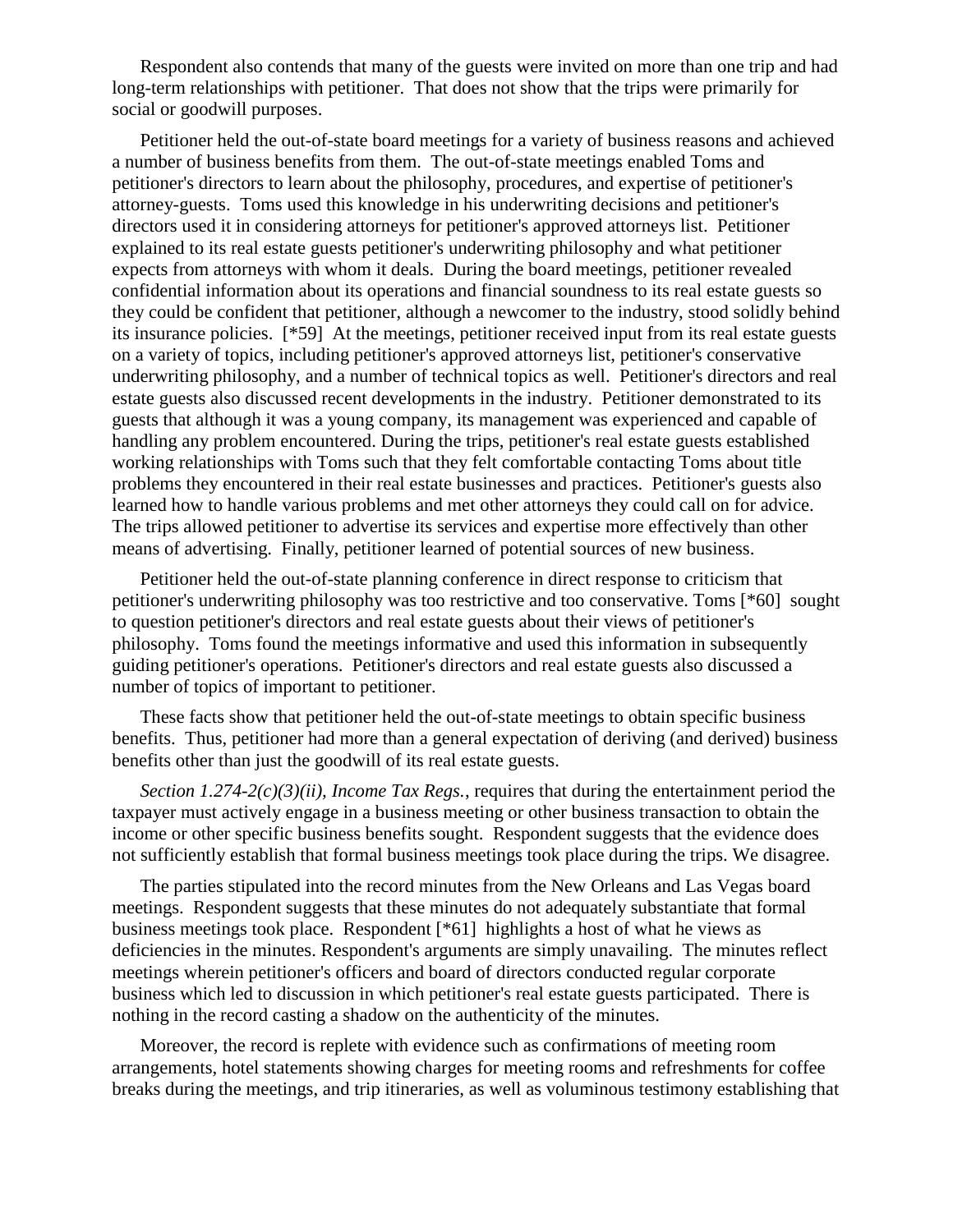Respondent also contends that many of the guests were invited on more than one trip and had long-term relationships with petitioner. That does not show that the trips were primarily for social or goodwill purposes.

Petitioner held the out-of-state board meetings for a variety of business reasons and achieved a number of business benefits from them. The out-of-state meetings enabled Toms and petitioner's directors to learn about the philosophy, procedures, and expertise of petitioner's attorney-guests. Toms used this knowledge in his underwriting decisions and petitioner's directors used it in considering attorneys for petitioner's approved attorneys list. Petitioner explained to its real estate guests petitioner's underwriting philosophy and what petitioner expects from attorneys with whom it deals. During the board meetings, petitioner revealed confidential information about its operations and financial soundness to its real estate guests so they could be confident that petitioner, although a newcomer to the industry, stood solidly behind its insurance policies. [*59] At the meetings, petitioner received input from its real estate guests on a variety of topics, including petitioner's approved attorneys list, petitioner's conservative underwriting philosophy, and a number of technical topics as well. Petitioner's directors and real estate guests also discussed recent developments in the industry. Petitioner demonstrated to its guests that although it was a young company, its management was experienced and capable of handling any problem encountered. During the trips, petitioner's real estate guests established working relationships with Toms such that they felt comfortable contacting Toms about title problems they encountered in their real estate businesses and practices. Petitioner's guests also learned how to handle various problems and met other attorneys they could call on for advice. The trips allowed petitioner to advertise its services and expertise more effectively than other means of advertising. Finally, petitioner learned of potential sources of new business.

Petitioner held the out-of-state planning conference in direct response to criticism that petitioner's underwriting philosophy was too restrictive and too conservative. Toms [*60] sought to question petitioner's directors and real estate guests about their views of petitioner's philosophy. Toms found the meetings informative and used this information in subsequently guiding petitioner's operations. Petitioner's directors and real estate guests also discussed a number of topics of important to petitioner.

These facts show that petitioner held the out-of-state meetings to obtain specific business benefits. Thus, petitioner had more than a general expectation of deriving (and derived) business benefits other than just the goodwill of its real estate guests.

*Section 1.274-2(c)(3)(ii), Income Tax Regs.*, requires that during the entertainment period the taxpayer must actively engage in a business meeting or other business transaction to obtain the income or other specific business benefits sought. Respondent suggests that the evidence does not sufficiently establish that formal business meetings took place during the trips. We disagree.

The parties stipulated into the record minutes from the New Orleans and Las Vegas board meetings. Respondent suggests that these minutes do not adequately substantiate that formal business meetings took place. Respondent [*61] highlights a host of what he views as deficiencies in the minutes. Respondent's arguments are simply unavailing. The minutes reflect meetings wherein petitioner's officers and board of directors conducted regular corporate business which led to discussion in which petitioner's real estate guests participated. There is nothing in the record casting a shadow on the authenticity of the minutes.

Moreover, the record is replete with evidence such as confirmations of meeting room arrangements, hotel statements showing charges for meeting rooms and refreshments for coffee breaks during the meetings, and trip itineraries, as well as voluminous testimony establishing that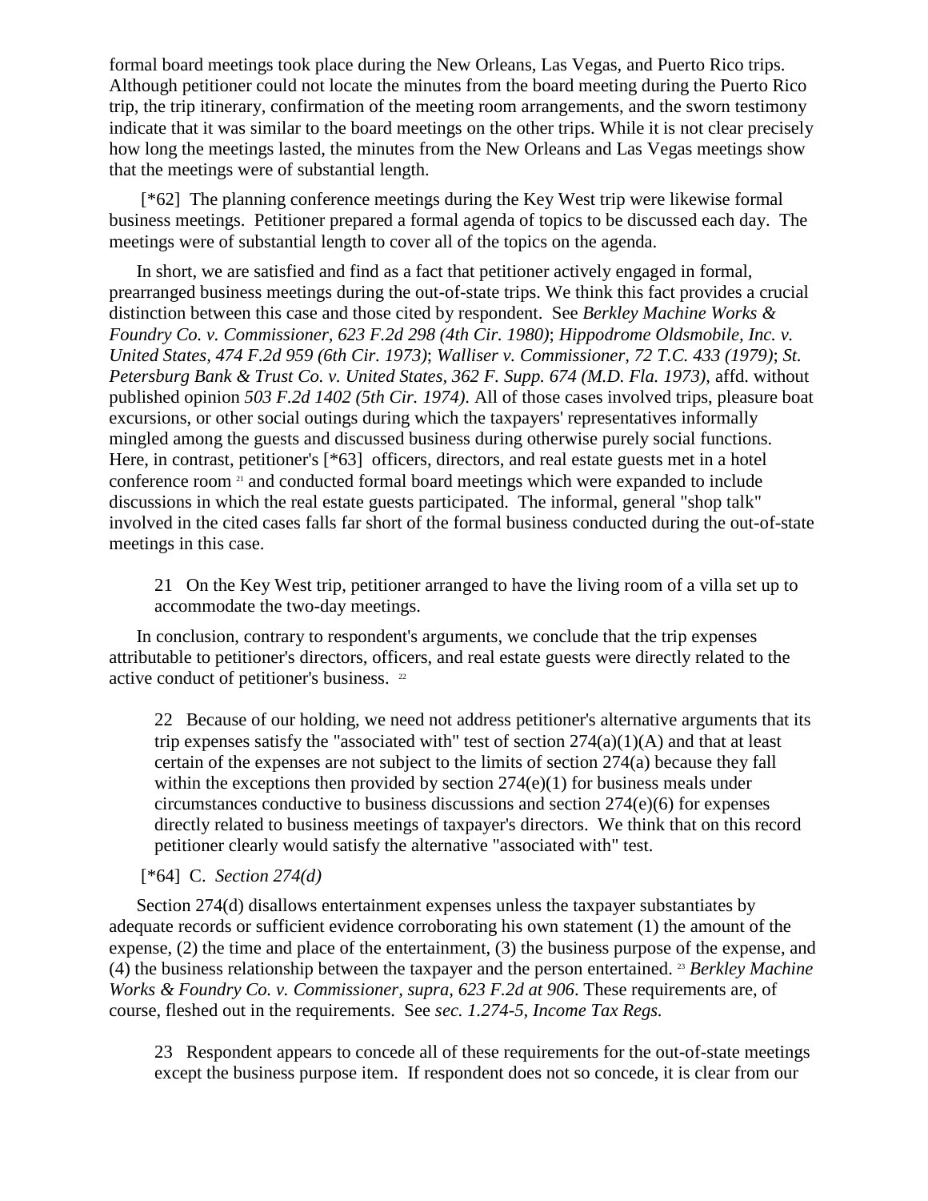formal board meetings took place during the New Orleans, Las Vegas, and Puerto Rico trips. Although petitioner could not locate the minutes from the board meeting during the Puerto Rico trip, the trip itinerary, confirmation of the meeting room arrangements, and the sworn testimony indicate that it was similar to the board meetings on the other trips. While it is not clear precisely how long the meetings lasted, the minutes from the New Orleans and Las Vegas meetings show that the meetings were of substantial length.

[*62] The planning conference meetings during the Key West trip were likewise formal business meetings. Petitioner prepared a formal agenda of topics to be discussed each day. The meetings were of substantial length to cover all of the topics on the agenda.

In short, we are satisfied and find as a fact that petitioner actively engaged in formal, prearranged business meetings during the out-of-state trips. We think this fact provides a crucial distinction between this case and those cited by respondent. See *Berkley Machine Works & Foundry Co. v. Commissioner, 623 F.2d 298 (4th Cir. 1980)*; *Hippodrome Oldsmobile, Inc. v. United States, 474 F.2d 959 (6th Cir. 1973)*; *Walliser v. Commissioner, 72 T.C. 433 (1979)*; *St. Petersburg Bank & Trust Co. v. United States, 362 F. Supp. 674 (M.D. Fla. 1973)*, affd. without published opinion *503 F.2d 1402 (5th Cir. 1974)*. All of those cases involved trips, pleasure boat excursions, or other social outings during which the taxpayers' representatives informally mingled among the guests and discussed business during otherwise purely social functions. Here, in contrast, petitioner's [*63] officers, directors, and real estate guests met in a hotel conference room [21] and conducted formal board meetings which were expanded to include discussions in which the real estate guests participated. The informal, general "shop talk" involved in the cited cases falls far short of the formal business conducted during the out-of-state meetings in this case.

21 On the Key West trip, petitioner arranged to have the living room of a villa set up to accommodate the two-day meetings.

In conclusion, contrary to respondent's arguments, we conclude that the trip expenses attributable to petitioner's directors, officers, and real estate guests were directly related to the active conduct of petitioner's business. [22]

22 Because of our holding, we need not address petitioner's alternative arguments that its trip expenses satisfy the "associated with" test of section 274(a)(1)(A) and that at least certain of the expenses are not subject to the limits of section 274(a) because they fall within the exceptions then provided by section 274(e)(1) for business meals under circumstances conductive to business discussions and section 274(e)(6) for expenses directly related to business meetings of taxpayer's directors. We think that on this record petitioner clearly would satisfy the alternative "associated with" test.

[*64] C. *Section 274(d)*

Section 274(d) disallows entertainment expenses unless the taxpayer substantiates by adequate records or sufficient evidence corroborating his own statement (1) the amount of the expense, (2) the time and place of the entertainment, (3) the business purpose of the expense, and (4) the business relationship between the taxpayer and the person entertained. [23] *Berkley Machine Works & Foundry Co. v. Commissioner, supra, 623 F.2d at 906*. These requirements are, of course, fleshed out in the requirements. See *sec. 1.274-5, Income Tax Regs.*

23 Respondent appears to concede all of these requirements for the out-of-state meetings except the business purpose item. If respondent does not so concede, it is clear from our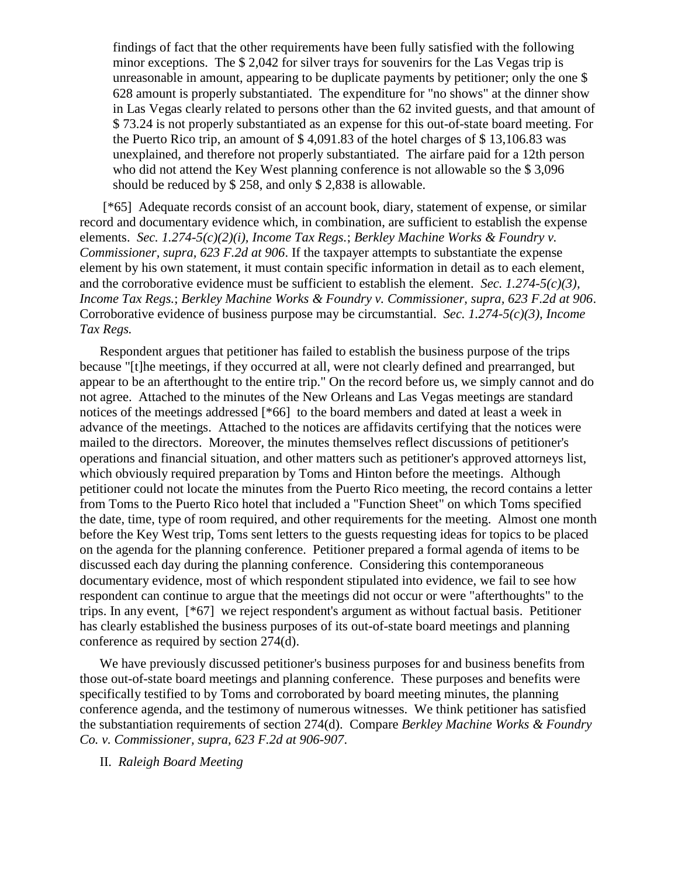findings of fact that the other requirements have been fully satisfied with the following minor exceptions. The $ 2,042 for silver trays for souvenirs for the Las Vegas trip is unreasonable in amount, appearing to be duplicate payments by petitioner; only the one $ 628 amount is properly substantiated. The expenditure for "no shows" at the dinner show in Las Vegas clearly related to persons other than the 62 invited guests, and that amount of $ 73.24 is not properly substantiated as an expense for this out-of-state board meeting. For the Puerto Rico trip, an amount of $ 4,091.83 of the hotel charges of $ 13,106.83 was unexplained, and therefore not properly substantiated. The airfare paid for a 12th person who did not attend the Key West planning conference is not allowable so the $ 3,096 should be reduced by $ 258, and only $ 2,838 is allowable.

[*65] Adequate records consist of an account book, diary, statement of expense, or similar record and documentary evidence which, in combination, are sufficient to establish the expense elements. *Sec. 1.274-5(c)(2)(i), Income Tax Regs.*; *Berkley Machine Works & Foundry v. Commissioner, supra, 623 F.2d at 906*. If the taxpayer attempts to substantiate the expense element by his own statement, it must contain specific information in detail as to each element, and the corroborative evidence must be sufficient to establish the element. *Sec. 1.274-5(c)(3), Income Tax Regs.*; *Berkley Machine Works & Foundry v. Commissioner, supra, 623 F.2d at 906*. Corroborative evidence of business purpose may be circumstantial. *Sec. 1.274-5(c)(3), Income Tax Regs.*

Respondent argues that petitioner has failed to establish the business purpose of the trips because "[t]he meetings, if they occurred at all, were not clearly defined and prearranged, but appear to be an afterthought to the entire trip." On the record before us, we simply cannot and do not agree. Attached to the minutes of the New Orleans and Las Vegas meetings are standard notices of the meetings addressed [*66] to the board members and dated at least a week in advance of the meetings. Attached to the notices are affidavits certifying that the notices were mailed to the directors. Moreover, the minutes themselves reflect discussions of petitioner's operations and financial situation, and other matters such as petitioner's approved attorneys list, which obviously required preparation by Toms and Hinton before the meetings. Although petitioner could not locate the minutes from the Puerto Rico meeting, the record contains a letter from Toms to the Puerto Rico hotel that included a "Function Sheet" on which Toms specified the date, time, type of room required, and other requirements for the meeting. Almost one month before the Key West trip, Toms sent letters to the guests requesting ideas for topics to be placed on the agenda for the planning conference. Petitioner prepared a formal agenda of items to be discussed each day during the planning conference. Considering this contemporaneous documentary evidence, most of which respondent stipulated into evidence, we fail to see how respondent can continue to argue that the meetings did not occur or were "afterthoughts" to the trips. In any event, [*67] we reject respondent's argument as without factual basis. Petitioner has clearly established the business purposes of its out-of-state board meetings and planning conference as required by section 274(d).

We have previously discussed petitioner's business purposes for and business benefits from those out-of-state board meetings and planning conference. These purposes and benefits were specifically testified to by Toms and corroborated by board meeting minutes, the planning conference agenda, and the testimony of numerous witnesses. We think petitioner has satisfied the substantiation requirements of section 274(d). Compare *Berkley Machine Works & Foundry Co. v. Commissioner, supra, 623 F.2d at 906-907*.

II. *Raleigh Board Meeting*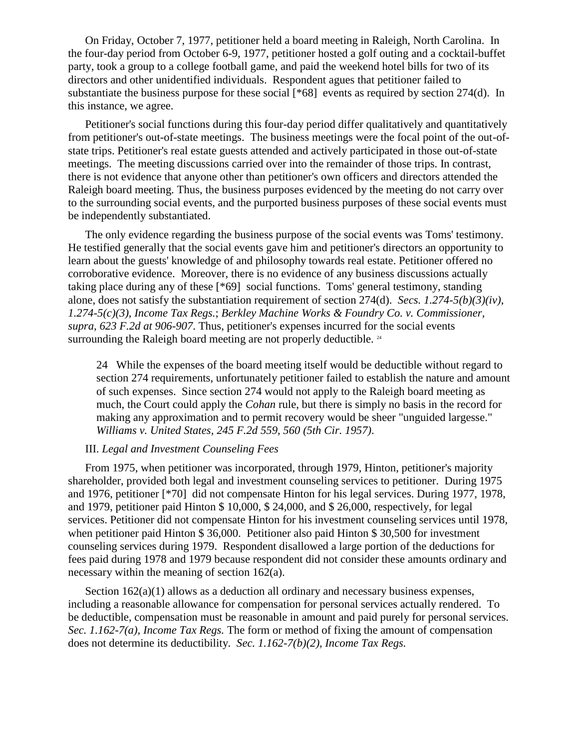On Friday, October 7, 1977, petitioner held a board meeting in Raleigh, North Carolina. In the four-day period from October 6-9, 1977, petitioner hosted a golf outing and a cocktail-buffet party, took a group to a college football game, and paid the weekend hotel bills for two of its directors and other unidentified individuals. Respondent agues that petitioner failed to substantiate the business purpose for these social [*68] events as required by section 274(d). In this instance, we agree.

Petitioner's social functions during this four-day period differ qualitatively and quantitatively from petitioner's out-of-state meetings. The business meetings were the focal point of the out-of-state trips. Petitioner's real estate guests attended and actively participated in those out-of-state meetings. The meeting discussions carried over into the remainder of those trips. In contrast, there is not evidence that anyone other than petitioner's own officers and directors attended the Raleigh board meeting. Thus, the business purposes evidenced by the meeting do not carry over to the surrounding social events, and the purported business purposes of these social events must be independently substantiated.

The only evidence regarding the business purpose of the social events was Toms' testimony. He testified generally that the social events gave him and petitioner's directors an opportunity to learn about the guests' knowledge of and philosophy towards real estate. Petitioner offered no corroborative evidence. Moreover, there is no evidence of any business discussions actually taking place during any of these [*69] social functions. Toms' general testimony, standing alone, does not satisfy the substantiation requirement of section 274(d). *Secs. 1.274-5(b)(3)(iv), 1.274-5(c)(3), Income Tax Regs.*; *Berkley Machine Works & Foundry Co. v. Commissioner, supra, 623 F.2d at 906-907*. Thus, petitioner's expenses incurred for the social events surrounding the Raleigh board meeting are not properly deductible. [24]

> 24 While the expenses of the board meeting itself would be deductible without regard to section 274 requirements, unfortunately petitioner failed to establish the nature and amount of such expenses. Since section 274 would not apply to the Raleigh board meeting as much, the Court could apply the *Cohan* rule, but there is simply no basis in the record for making any approximation and to permit recovery would be sheer "unguided largesse." *Williams v. United States, 245 F.2d 559, 560 (5th Cir. 1957)*.

III. *Legal and Investment Counseling Fees*

From 1975, when petitioner was incorporated, through 1979, Hinton, petitioner's majority shareholder, provided both legal and investment counseling services to petitioner. During 1975 and 1976, petitioner [*70] did not compensate Hinton for his legal services. During 1977, 1978, and 1979, petitioner paid Hinton $ 10,000, $ 24,000, and $ 26,000, respectively, for legal services. Petitioner did not compensate Hinton for his investment counseling services until 1978, when petitioner paid Hinton $ 36,000. Petitioner also paid Hinton $ 30,500 for investment counseling services during 1979. Respondent disallowed a large portion of the deductions for fees paid during 1978 and 1979 because respondent did not consider these amounts ordinary and necessary within the meaning of section 162(a).

Section 162(a)(1) allows as a deduction all ordinary and necessary business expenses, including a reasonable allowance for compensation for personal services actually rendered. To be deductible, compensation must be reasonable in amount and paid purely for personal services. *Sec. 1.162-7(a), Income Tax Regs.* The form or method of fixing the amount of compensation does not determine its deductibility. *Sec. 1.162-7(b)(2), Income Tax Regs.*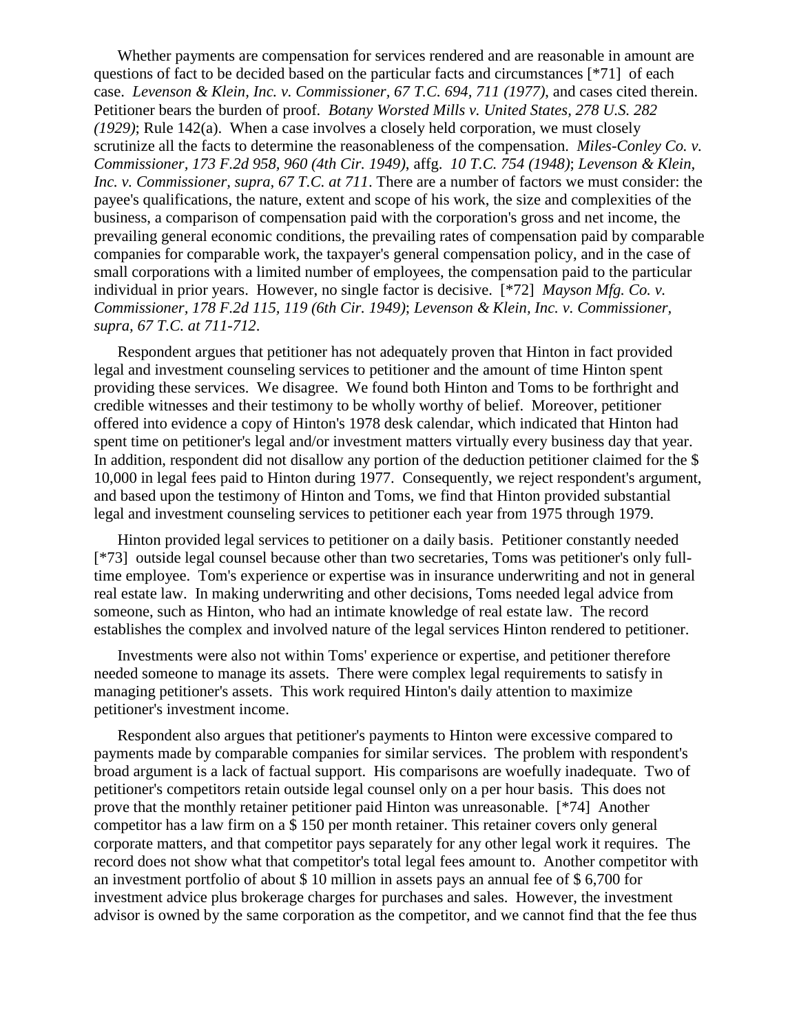Whether payments are compensation for services rendered and are reasonable in amount are questions of fact to be decided based on the particular facts and circumstances [*71] of each case. *Levenson & Klein, Inc. v. Commissioner, 67 T.C. 694, 711 (1977)*, and cases cited therein. Petitioner bears the burden of proof. *Botany Worsted Mills v. United States, 278 U.S. 282 (1929)*; Rule 142(a). When a case involves a closely held corporation, we must closely scrutinize all the facts to determine the reasonableness of the compensation. *Miles-Conley Co. v. Commissioner, 173 F.2d 958, 960 (4th Cir. 1949)*, affg. *10 T.C. 754 (1948)*; *Levenson & Klein, Inc. v. Commissioner, supra, 67 T.C. at 711*. There are a number of factors we must consider: the payee's qualifications, the nature, extent and scope of his work, the size and complexities of the business, a comparison of compensation paid with the corporation's gross and net income, the prevailing general economic conditions, the prevailing rates of compensation paid by comparable companies for comparable work, the taxpayer's general compensation policy, and in the case of small corporations with a limited number of employees, the compensation paid to the particular individual in prior years. However, no single factor is decisive. [*72] *Mayson Mfg. Co. v. Commissioner, 178 F.2d 115, 119 (6th Cir. 1949)*; *Levenson & Klein, Inc. v. Commissioner, supra, 67 T.C. at 711-712*.

Respondent argues that petitioner has not adequately proven that Hinton in fact provided legal and investment counseling services to petitioner and the amount of time Hinton spent providing these services. We disagree. We found both Hinton and Toms to be forthright and credible witnesses and their testimony to be wholly worthy of belief. Moreover, petitioner offered into evidence a copy of Hinton's 1978 desk calendar, which indicated that Hinton had spent time on petitioner's legal and/or investment matters virtually every business day that year. In addition, respondent did not disallow any portion of the deduction petitioner claimed for the $ 10,000 in legal fees paid to Hinton during 1977. Consequently, we reject respondent's argument, and based upon the testimony of Hinton and Toms, we find that Hinton provided substantial legal and investment counseling services to petitioner each year from 1975 through 1979.

Hinton provided legal services to petitioner on a daily basis. Petitioner constantly needed [*73] outside legal counsel because other than two secretaries, Toms was petitioner's only full-time employee. Tom's experience or expertise was in insurance underwriting and not in general real estate law. In making underwriting and other decisions, Toms needed legal advice from someone, such as Hinton, who had an intimate knowledge of real estate law. The record establishes the complex and involved nature of the legal services Hinton rendered to petitioner.

Investments were also not within Toms' experience or expertise, and petitioner therefore needed someone to manage its assets. There were complex legal requirements to satisfy in managing petitioner's assets. This work required Hinton's daily attention to maximize petitioner's investment income.

Respondent also argues that petitioner's payments to Hinton were excessive compared to payments made by comparable companies for similar services. The problem with respondent's broad argument is a lack of factual support. His comparisons are woefully inadequate. Two of petitioner's competitors retain outside legal counsel only on a per hour basis. This does not prove that the monthly retainer petitioner paid Hinton was unreasonable. [*74] Another competitor has a law firm on a $ 150 per month retainer. This retainer covers only general corporate matters, and that competitor pays separately for any other legal work it requires. The record does not show what that competitor's total legal fees amount to. Another competitor with an investment portfolio of about $ 10 million in assets pays an annual fee of $ 6,700 for investment advice plus brokerage charges for purchases and sales. However, the investment advisor is owned by the same corporation as the competitor, and we cannot find that the fee thus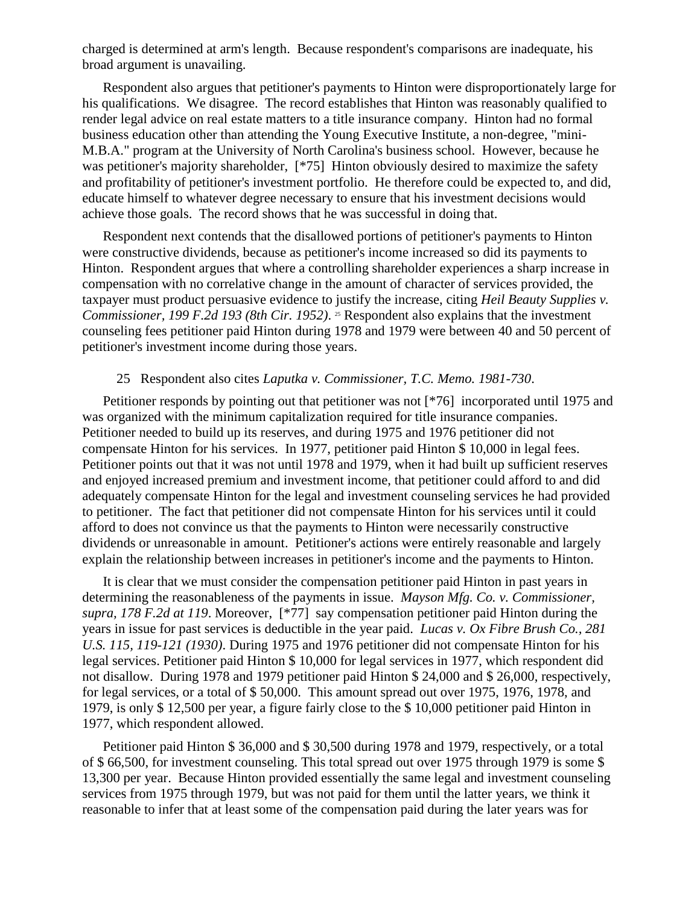charged is determined at arm's length. Because respondent's comparisons are inadequate, his broad argument is unavailing.

Respondent also argues that petitioner's payments to Hinton were disproportionately large for his qualifications. We disagree. The record establishes that Hinton was reasonably qualified to render legal advice on real estate matters to a title insurance company. Hinton had no formal business education other than attending the Young Executive Institute, a non-degree, "mini-M.B.A." program at the University of North Carolina's business school. However, because he was petitioner's majority shareholder, [*75] Hinton obviously desired to maximize the safety and profitability of petitioner's investment portfolio. He therefore could be expected to, and did, educate himself to whatever degree necessary to ensure that his investment decisions would achieve those goals. The record shows that he was successful in doing that.

Respondent next contends that the disallowed portions of petitioner's payments to Hinton were constructive dividends, because as petitioner's income increased so did its payments to Hinton. Respondent argues that where a controlling shareholder experiences a sharp increase in compensation with no correlative change in the amount of character of services provided, the taxpayer must product persuasive evidence to justify the increase, citing *Heil Beauty Supplies v. Commissioner*, *199 F.2d 193 (8th Cir. 1952)*. [25] Respondent also explains that the investment counseling fees petitioner paid Hinton during 1978 and 1979 were between 40 and 50 percent of petitioner's investment income during those years.

25 Respondent also cites *Laputka v. Commissioner, T.C. Memo. 1981-730*.

Petitioner responds by pointing out that petitioner was not [*76] incorporated until 1975 and was organized with the minimum capitalization required for title insurance companies. Petitioner needed to build up its reserves, and during 1975 and 1976 petitioner did not compensate Hinton for his services. In 1977, petitioner paid Hinton $ 10,000 in legal fees. Petitioner points out that it was not until 1978 and 1979, when it had built up sufficient reserves and enjoyed increased premium and investment income, that petitioner could afford to and did adequately compensate Hinton for the legal and investment counseling services he had provided to petitioner. The fact that petitioner did not compensate Hinton for his services until it could afford to does not convince us that the payments to Hinton were necessarily constructive dividends or unreasonable in amount. Petitioner's actions were entirely reasonable and largely explain the relationship between increases in petitioner's income and the payments to Hinton.

It is clear that we must consider the compensation petitioner paid Hinton in past years in determining the reasonableness of the payments in issue. *Mayson Mfg. Co. v. Commissioner, supra, 178 F.2d at 119*. Moreover, [*77] say compensation petitioner paid Hinton during the years in issue for past services is deductible in the year paid. *Lucas v. Ox Fibre Brush Co., 281 U.S. 115, 119-121 (1930)*. During 1975 and 1976 petitioner did not compensate Hinton for his legal services. Petitioner paid Hinton $ 10,000 for legal services in 1977, which respondent did not disallow. During 1978 and 1979 petitioner paid Hinton $ 24,000 and $ 26,000, respectively, for legal services, or a total of $ 50,000. This amount spread out over 1975, 1976, 1978, and 1979, is only $ 12,500 per year, a figure fairly close to the $ 10,000 petitioner paid Hinton in 1977, which respondent allowed.

Petitioner paid Hinton $ 36,000 and $ 30,500 during 1978 and 1979, respectively, or a total of $ 66,500, for investment counseling. This total spread out over 1975 through 1979 is some $ 13,300 per year. Because Hinton provided essentially the same legal and investment counseling services from 1975 through 1979, but was not paid for them until the latter years, we think it reasonable to infer that at least some of the compensation paid during the later years was for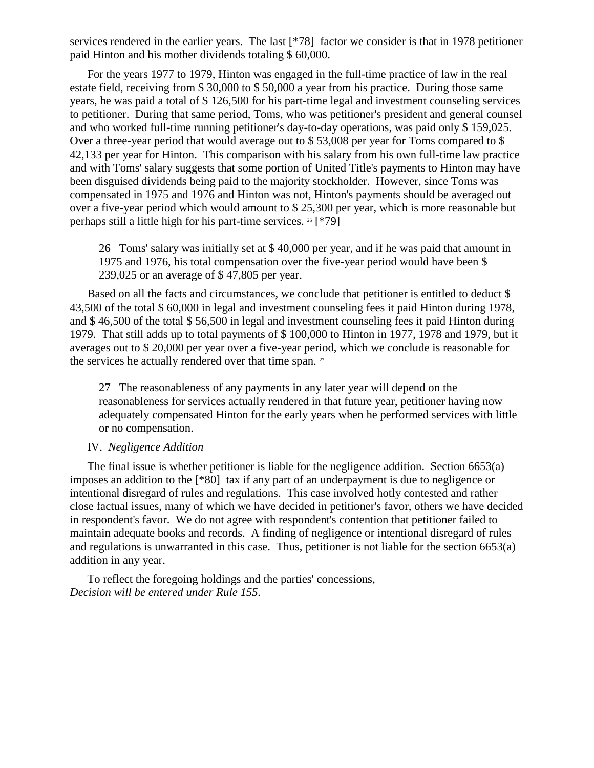services rendered in the earlier years. The last [*78] factor we consider is that in 1978 petitioner paid Hinton and his mother dividends totaling $ 60,000.

For the years 1977 to 1979, Hinton was engaged in the full-time practice of law in the real estate field, receiving from $ 30,000 to $ 50,000 a year from his practice. During those same years, he was paid a total of $ 126,500 for his part-time legal and investment counseling services to petitioner. During that same period, Toms, who was petitioner's president and general counsel and who worked full-time running petitioner's day-to-day operations, was paid only $ 159,025. Over a three-year period that would average out to $ 53,008 per year for Toms compared to $ 42,133 per year for Hinton. This comparison with his salary from his own full-time law practice and with Toms' salary suggests that some portion of United Title's payments to Hinton may have been disguised dividends being paid to the majority stockholder. However, since Toms was compensated in 1975 and 1976 and Hinton was not, Hinton's payments should be averaged out over a five-year period which would amount to $ 25,300 per year, which is more reasonable but perhaps still a little high for his part-time services. [26] [*79]

> 26 Toms' salary was initially set at $ 40,000 per year, and if he was paid that amount in 1975 and 1976, his total compensation over the five-year period would have been $ 239,025 or an average of $ 47,805 per year.

Based on all the facts and circumstances, we conclude that petitioner is entitled to deduct $ 43,500 of the total $ 60,000 in legal and investment counseling fees it paid Hinton during 1978, and $ 46,500 of the total $ 56,500 in legal and investment counseling fees it paid Hinton during 1979. That still adds up to total payments of $ 100,000 to Hinton in 1977, 1978 and 1979, but it averages out to $ 20,000 per year over a five-year period, which we conclude is reasonable for the services he actually rendered over that time span. [27]

> 27 The reasonableness of any payments in any later year will depend on the reasonableness for services actually rendered in that future year, petitioner having now adequately compensated Hinton for the early years when he performed services with little or no compensation.

IV. *Negligence Addition*

The final issue is whether petitioner is liable for the negligence addition. Section 6653(a) imposes an addition to the [*80] tax if any part of an underpayment is due to negligence or intentional disregard of rules and regulations. This case involved hotly contested and rather close factual issues, many of which we have decided in petitioner's favor, others we have decided in respondent's favor. We do not agree with respondent's contention that petitioner failed to maintain adequate books and records. A finding of negligence or intentional disregard of rules and regulations is unwarranted in this case. Thus, petitioner is not liable for the section 6653(a) addition in any year.

To reflect the foregoing holdings and the parties' concessions,
*Decision will be entered under Rule 155.*